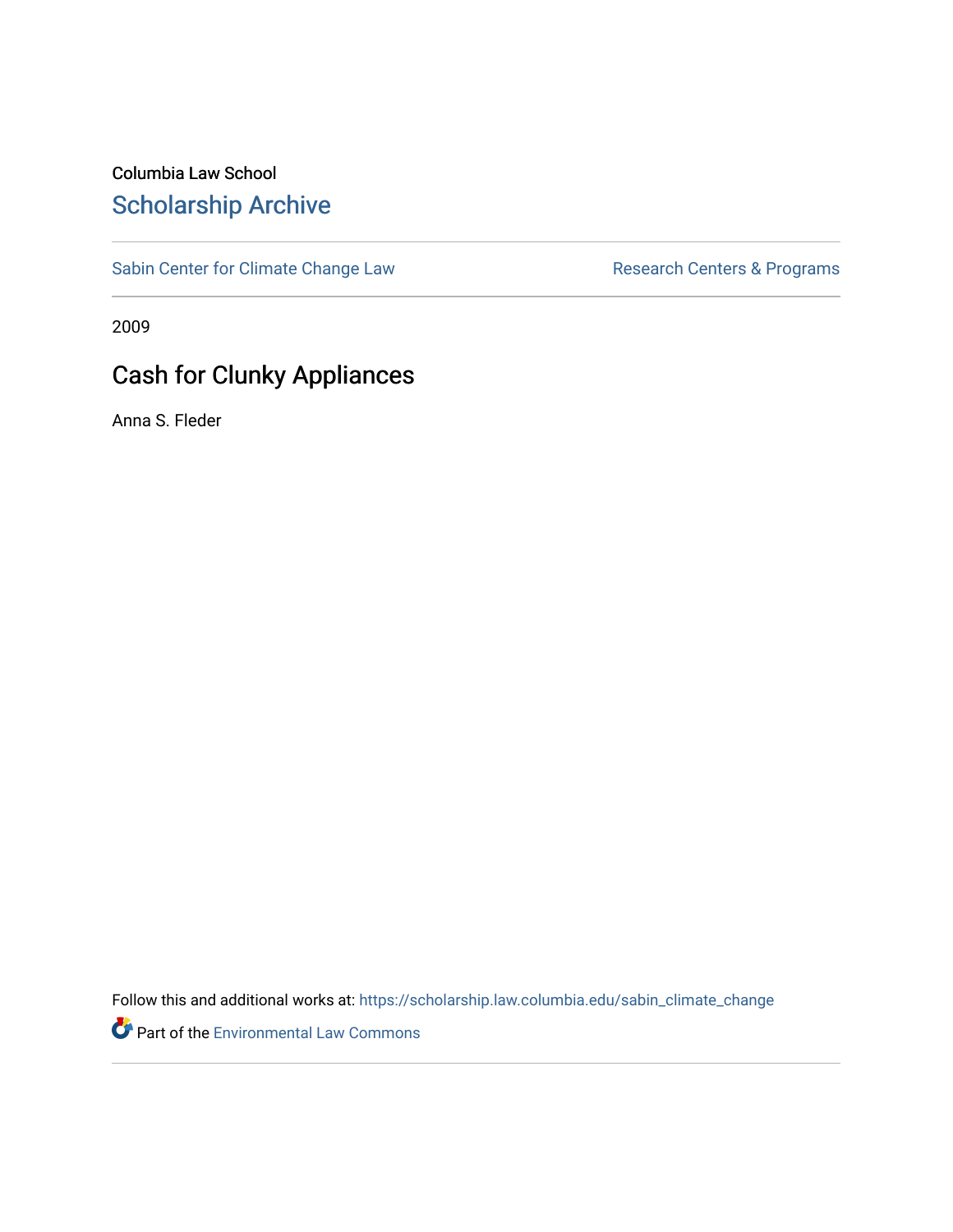Columbia Law School

# Scholarship Archive

Sabin Center for Climate Change Law

Research Centers & Programs

2009

## Cash for Clunky Appliances

Anna S. Fleder

Follow this and additional works at: https://scholarship.law.columbia.edu/sabin_climate_change

Part of the Environmental Law Commons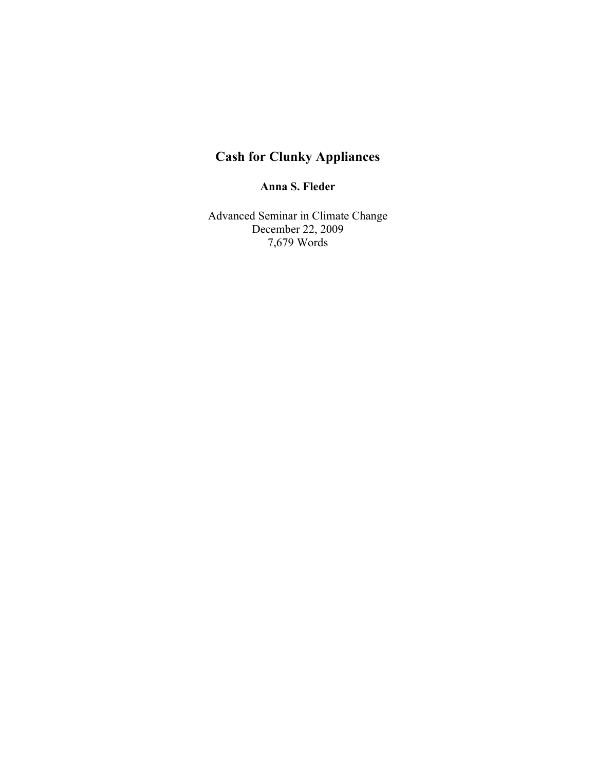# Cash for Clunky Appliances

**Anna S. Fleder**

Advanced Seminar in Climate Change
December 22, 2009
7,679 Words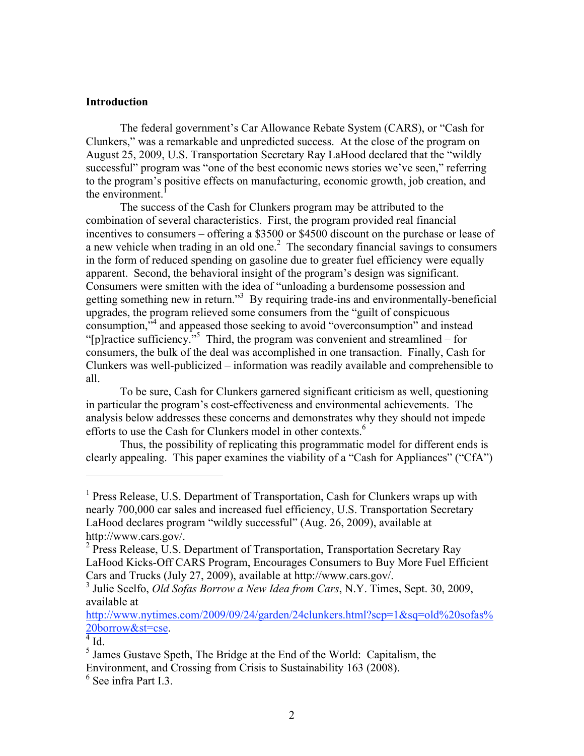**Introduction**

The federal government's Car Allowance Rebate System (CARS), or "Cash for Clunkers," was a remarkable and unpredicted success. At the close of the program on August 25, 2009, U.S. Transportation Secretary Ray LaHood declared that the "wildly successful" program was "one of the best economic news stories we've seen," referring to the program's positive effects on manufacturing, economic growth, job creation, and the environment.[1]

The success of the Cash for Clunkers program may be attributed to the combination of several characteristics. First, the program provided real financial incentives to consumers – offering a $3500 or $4500 discount on the purchase or lease of a new vehicle when trading in an old one.[2] The secondary financial savings to consumers in the form of reduced spending on gasoline due to greater fuel efficiency were equally apparent. Second, the behavioral insight of the program's design was significant. Consumers were smitten with the idea of "unloading a burdensome possession and getting something new in return."[3] By requiring trade-ins and environmentally-beneficial upgrades, the program relieved some consumers from the "guilt of conspicuous consumption,"[4] and appeased those seeking to avoid "overconsumption" and instead "[p]ractice sufficiency."[5] Third, the program was convenient and streamlined – for consumers, the bulk of the deal was accomplished in one transaction. Finally, Cash for Clunkers was well-publicized – information was readily available and comprehensible to all.

To be sure, Cash for Clunkers garnered significant criticism as well, questioning in particular the program's cost-effectiveness and environmental achievements. The analysis below addresses these concerns and demonstrates why they should not impede efforts to use the Cash for Clunkers model in other contexts.[6]

Thus, the possibility of replicating this programmatic model for different ends is clearly appealing. This paper examines the viability of a "Cash for Appliances" ("CfA")

---

[1] Press Release, U.S. Department of Transportation, Cash for Clunkers wraps up with nearly 700,000 car sales and increased fuel efficiency, U.S. Transportation Secretary LaHood declares program "wildly successful" (Aug. 26, 2009), available at http://www.cars.gov/.

[2] Press Release, U.S. Department of Transportation, Transportation Secretary Ray LaHood Kicks-Off CARS Program, Encourages Consumers to Buy More Fuel Efficient Cars and Trucks (July 27, 2009), available at http://www.cars.gov/.

[3] Julie Scelfo, *Old Sofas Borrow a New Idea from Cars*, N.Y. Times, Sept. 30, 2009, available at http://www.nytimes.com/2009/09/24/garden/24clunkers.html?scp=1&sq=old%20sofas%20borrow&st=cse.

[4] Id.

[5] James Gustave Speth, The Bridge at the End of the World: Capitalism, the Environment, and Crossing from Crisis to Sustainability 163 (2008).

[6] See infra Part I.3.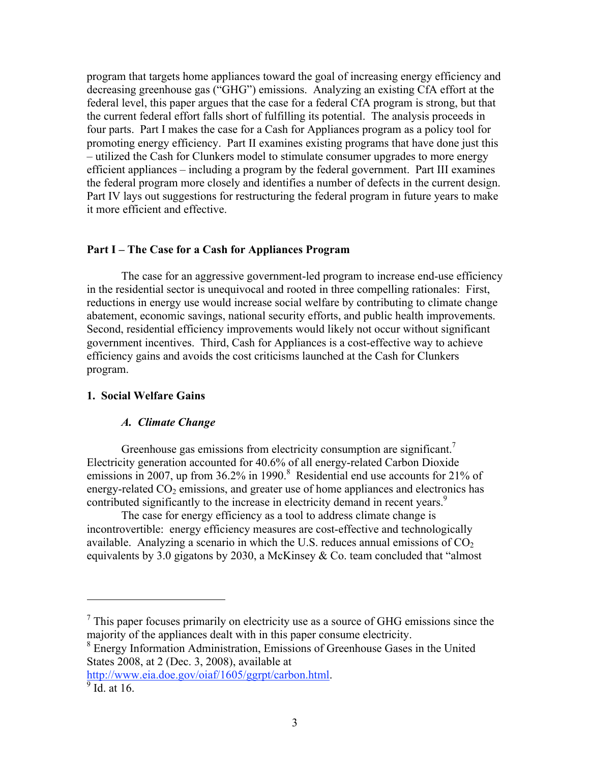program that targets home appliances toward the goal of increasing energy efficiency and decreasing greenhouse gas ("GHG") emissions. Analyzing an existing CfA effort at the federal level, this paper argues that the case for a federal CfA program is strong, but that the current federal effort falls short of fulfilling its potential. The analysis proceeds in four parts. Part I makes the case for a Cash for Appliances program as a policy tool for promoting energy efficiency. Part II examines existing programs that have done just this – utilized the Cash for Clunkers model to stimulate consumer upgrades to more energy efficient appliances – including a program by the federal government. Part III examines the federal program more closely and identifies a number of defects in the current design. Part IV lays out suggestions for restructuring the federal program in future years to make it more efficient and effective.

## Part I – The Case for a Cash for Appliances Program

The case for an aggressive government-led program to increase end-use efficiency in the residential sector is unequivocal and rooted in three compelling rationales: First, reductions in energy use would increase social welfare by contributing to climate change abatement, economic savings, national security efforts, and public health improvements. Second, residential efficiency improvements would likely not occur without significant government incentives. Third, Cash for Appliances is a cost-effective way to achieve efficiency gains and avoids the cost criticisms launched at the Cash for Clunkers program.

### 1. Social Welfare Gains

#### *A. Climate Change*

Greenhouse gas emissions from electricity consumption are significant.[7] Electricity generation accounted for 40.6% of all energy-related Carbon Dioxide emissions in 2007, up from 36.2% in 1990.[8] Residential end use accounts for 21% of energy-related $CO_2$ emissions, and greater use of home appliances and electronics has contributed significantly to the increase in electricity demand in recent years.[9]

The case for energy efficiency as a tool to address climate change is incontrovertible: energy efficiency measures are cost-effective and technologically available. Analyzing a scenario in which the U.S. reduces annual emissions of $CO_2$ equivalents by 3.0 gigatons by 2030, a McKinsey & Co. team concluded that "almost

---

[7] This paper focuses primarily on electricity use as a source of GHG emissions since the majority of the appliances dealt with in this paper consume electricity.

[8] Energy Information Administration, Emissions of Greenhouse Gases in the United States 2008, at 2 (Dec. 3, 2008), available at http://www.eia.doe.gov/oiaf/1605/ggrpt/carbon.html.

[9] Id. at 16.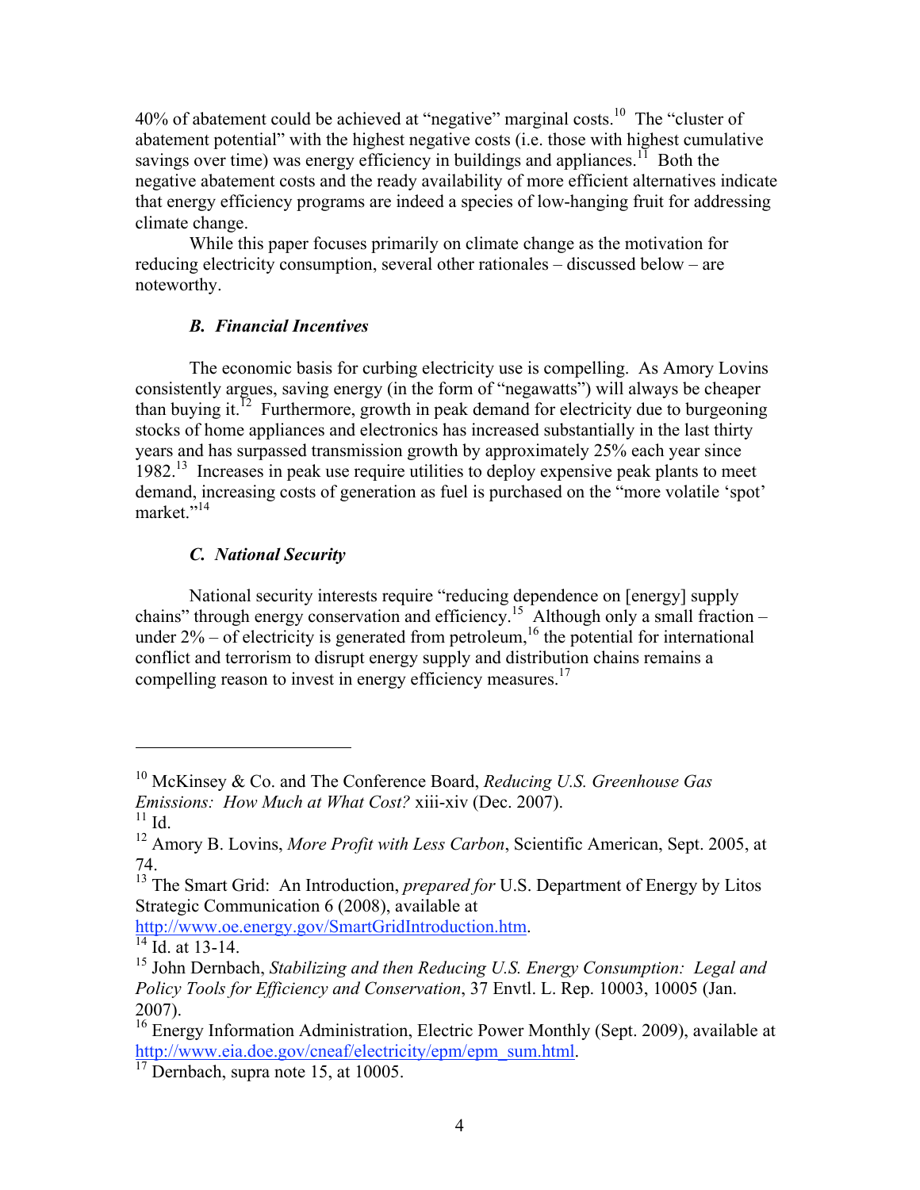40% of abatement could be achieved at "negative" marginal costs.[10] The "cluster of abatement potential" with the highest negative costs (i.e. those with highest cumulative savings over time) was energy efficiency in buildings and appliances.[11] Both the negative abatement costs and the ready availability of more efficient alternatives indicate that energy efficiency programs are indeed a species of low-hanging fruit for addressing climate change.

While this paper focuses primarily on climate change as the motivation for reducing electricity consumption, several other rationales – discussed below – are noteworthy.

### *B. Financial Incentives*

The economic basis for curbing electricity use is compelling. As Amory Lovins consistently argues, saving energy (in the form of "negawatts") will always be cheaper than buying it.[12] Furthermore, growth in peak demand for electricity due to burgeoning stocks of home appliances and electronics has increased substantially in the last thirty years and has surpassed transmission growth by approximately 25% each year since 1982.[13] Increases in peak use require utilities to deploy expensive peak plants to meet demand, increasing costs of generation as fuel is purchased on the "more volatile 'spot' market."[14]

### *C. National Security*

National security interests require "reducing dependence on [energy] supply chains" through energy conservation and efficiency.[15] Although only a small fraction – under 2% – of electricity is generated from petroleum,[16] the potential for international conflict and terrorism to disrupt energy supply and distribution chains remains a compelling reason to invest in energy efficiency measures.[17]

---

[10] McKinsey & Co. and The Conference Board, *Reducing U.S. Greenhouse Gas Emissions: How Much at What Cost?* xiii-xiv (Dec. 2007).

[11] Id.

[12] Amory B. Lovins, *More Profit with Less Carbon*, Scientific American, Sept. 2005, at 74.

[13] The Smart Grid: An Introduction, *prepared for* U.S. Department of Energy by Litos Strategic Communication 6 (2008), available at http://www.oe.energy.gov/SmartGridIntroduction.htm.

[14] Id. at 13-14.

[15] John Dernbach, *Stabilizing and then Reducing U.S. Energy Consumption: Legal and Policy Tools for Efficiency and Conservation*, 37 Envtl. L. Rep. 10003, 10005 (Jan. 2007).

[16] Energy Information Administration, Electric Power Monthly (Sept. 2009), available at http://www.eia.doe.gov/cneaf/electricity/epm/epm_sum.html.

[17] Dernbach, supra note 15, at 10005.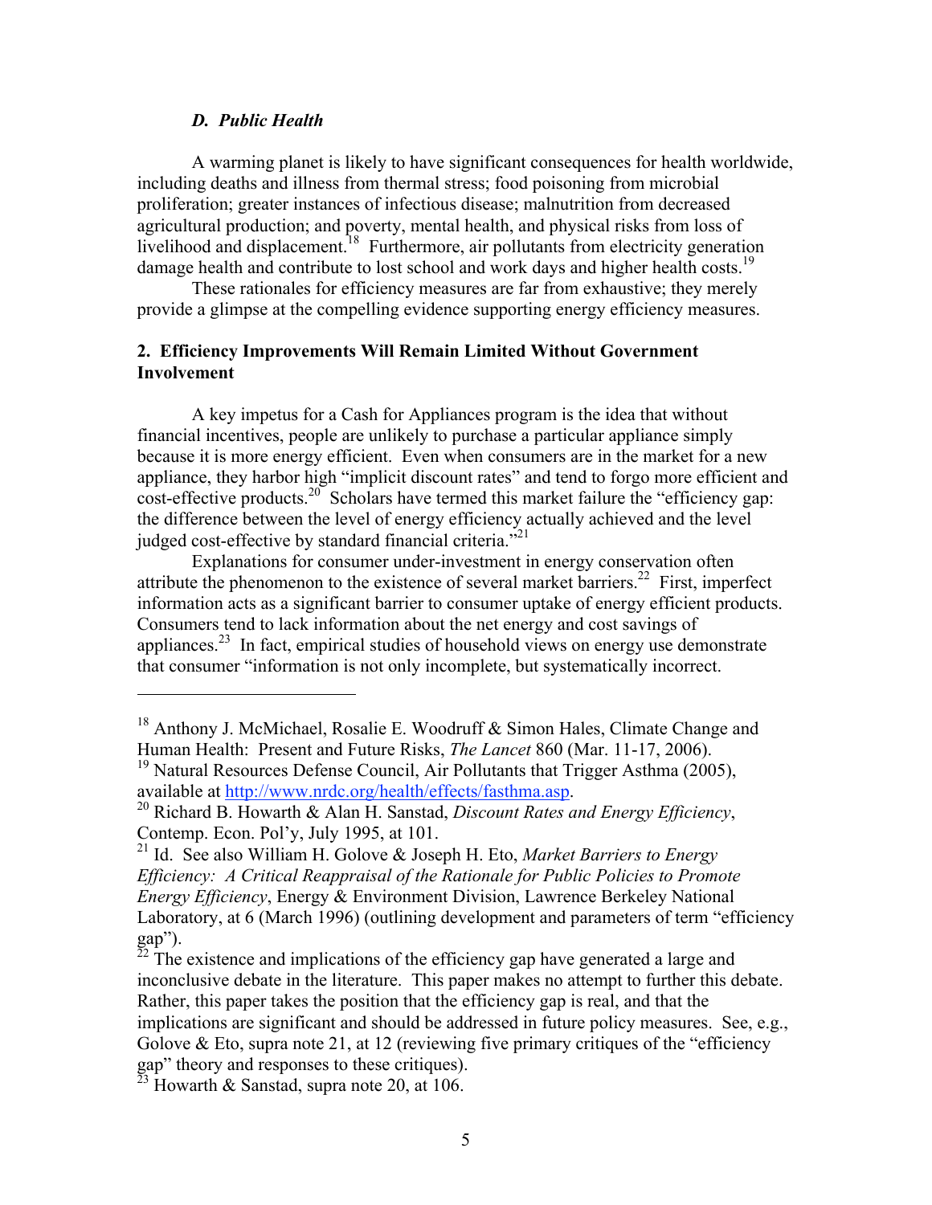### *D. Public Health*

A warming planet is likely to have significant consequences for health worldwide, including deaths and illness from thermal stress; food poisoning from microbial proliferation; greater instances of infectious disease; malnutrition from decreased agricultural production; and poverty, mental health, and physical risks from loss of livelihood and displacement.[18] Furthermore, air pollutants from electricity generation damage health and contribute to lost school and work days and higher health costs.[19]

These rationales for efficiency measures are far from exhaustive; they merely provide a glimpse at the compelling evidence supporting energy efficiency measures.

## 2. Efficiency Improvements Will Remain Limited Without Government Involvement

A key impetus for a Cash for Appliances program is the idea that without financial incentives, people are unlikely to purchase a particular appliance simply because it is more energy efficient. Even when consumers are in the market for a new appliance, they harbor high "implicit discount rates" and tend to forgo more efficient and cost-effective products.[20] Scholars have termed this market failure the "efficiency gap: the difference between the level of energy efficiency actually achieved and the level judged cost-effective by standard financial criteria."[21]

Explanations for consumer under-investment in energy conservation often attribute the phenomenon to the existence of several market barriers.[22] First, imperfect information acts as a significant barrier to consumer uptake of energy efficient products. Consumers tend to lack information about the net energy and cost savings of appliances.[23] In fact, empirical studies of household views on energy use demonstrate that consumer "information is not only incomplete, but systematically incorrect.

---

[18] Anthony J. McMichael, Rosalie E. Woodruff & Simon Hales, Climate Change and Human Health: Present and Future Risks, *The Lancet* 860 (Mar. 11-17, 2006).

[19] Natural Resources Defense Council, Air Pollutants that Trigger Asthma (2005), available at http://www.nrdc.org/health/effects/fasthma.asp.

[20] Richard B. Howarth & Alan H. Sanstad, *Discount Rates and Energy Efficiency*, Contemp. Econ. Pol'y, July 1995, at 101.

[21] Id. See also William H. Golove & Joseph H. Eto, *Market Barriers to Energy Efficiency: A Critical Reappraisal of the Rationale for Public Policies to Promote Energy Efficiency*, Energy & Environment Division, Lawrence Berkeley National Laboratory, at 6 (March 1996) (outlining development and parameters of term "efficiency gap").

[22] The existence and implications of the efficiency gap have generated a large and inconclusive debate in the literature. This paper makes no attempt to further this debate. Rather, this paper takes the position that the efficiency gap is real, and that the implications are significant and should be addressed in future policy measures. See, e.g., Golove & Eto, supra note 21, at 12 (reviewing five primary critiques of the "efficiency gap" theory and responses to these critiques).

[23] Howarth & Sanstad, supra note 20, at 106.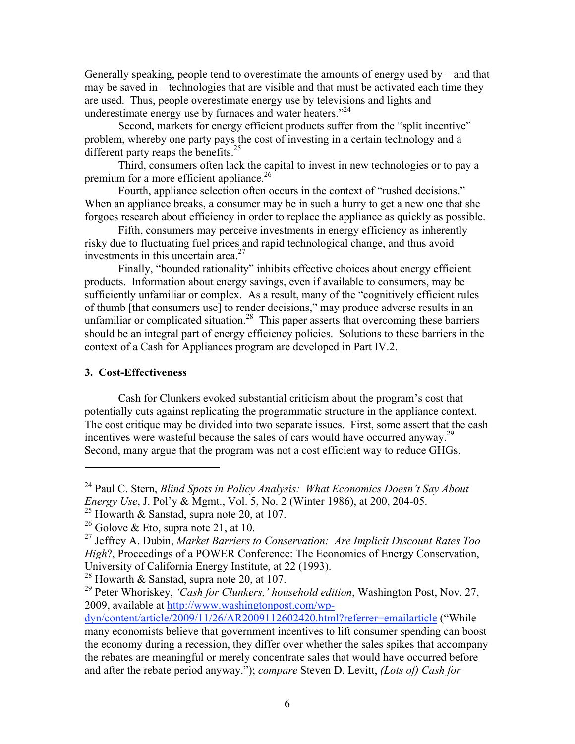Generally speaking, people tend to overestimate the amounts of energy used by – and that may be saved in – technologies that are visible and that must be activated each time they are used. Thus, people overestimate energy use by televisions and lights and underestimate energy use by furnaces and water heaters."[24]

Second, markets for energy efficient products suffer from the "split incentive" problem, whereby one party pays the cost of investing in a certain technology and a different party reaps the benefits.[25]

Third, consumers often lack the capital to invest in new technologies or to pay a premium for a more efficient appliance.[26]

Fourth, appliance selection often occurs in the context of "rushed decisions." When an appliance breaks, a consumer may be in such a hurry to get a new one that she forgoes research about efficiency in order to replace the appliance as quickly as possible.

Fifth, consumers may perceive investments in energy efficiency as inherently risky due to fluctuating fuel prices and rapid technological change, and thus avoid investments in this uncertain area.[27]

Finally, "bounded rationality" inhibits effective choices about energy efficient products. Information about energy savings, even if available to consumers, may be sufficiently unfamiliar or complex. As a result, many of the "cognitively efficient rules of thumb [that consumers use] to render decisions," may produce adverse results in an unfamiliar or complicated situation.[28] This paper asserts that overcoming these barriers should be an integral part of energy efficiency policies. Solutions to these barriers in the context of a Cash for Appliances program are developed in Part IV.2.

### 3. Cost-Effectiveness

Cash for Clunkers evoked substantial criticism about the program's cost that potentially cuts against replicating the programmatic structure in the appliance context. The cost critique may be divided into two separate issues. First, some assert that the cash incentives were wasteful because the sales of cars would have occurred anyway.[29] Second, many argue that the program was not a cost efficient way to reduce GHGs.

---

[24] Paul C. Stern, *Blind Spots in Policy Analysis: What Economics Doesn't Say About Energy Use*, J. Pol'y & Mgmt., Vol. 5, No. 2 (Winter 1986), at 200, 204-05.

[25] Howarth & Sanstad, supra note 20, at 107.

[26] Golove & Eto, supra note 21, at 10.

[27] Jeffrey A. Dubin, *Market Barriers to Conservation: Are Implicit Discount Rates Too High*?, Proceedings of a POWER Conference: The Economics of Energy Conservation, University of California Energy Institute, at 22 (1993).

[28] Howarth & Sanstad, supra note 20, at 107.

[29] Peter Whoriskey, *'Cash for Clunkers,' household edition*, Washington Post, Nov. 27, 2009, available at http://www.washingtonpost.com/wp-dyn/content/article/2009/11/26/AR2009112602420.html?referrer=emailarticle ("While many economists believe that government incentives to lift consumer spending can boost the economy during a recession, they differ over whether the sales spikes that accompany the rebates are meaningful or merely concentrate sales that would have occurred before and after the rebate period anyway."); *compare* Steven D. Levitt, *(Lots of) Cash for*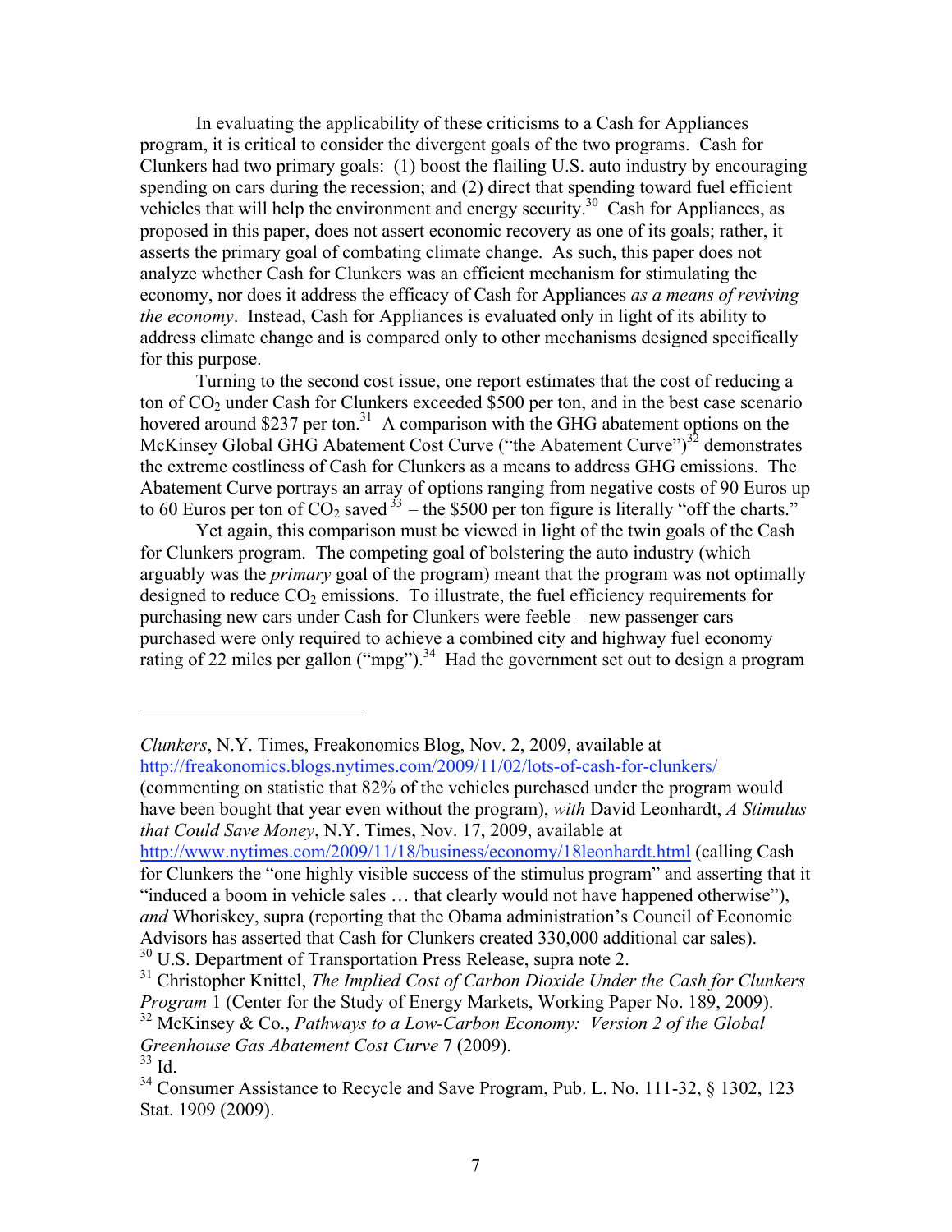In evaluating the applicability of these criticisms to a Cash for Appliances program, it is critical to consider the divergent goals of the two programs. Cash for Clunkers had two primary goals: (1) boost the flailing U.S. auto industry by encouraging spending on cars during the recession; and (2) direct that spending toward fuel efficient vehicles that will help the environment and energy security.[30] Cash for Appliances, as proposed in this paper, does not assert economic recovery as one of its goals; rather, it asserts the primary goal of combating climate change. As such, this paper does not analyze whether Cash for Clunkers was an efficient mechanism for stimulating the economy, nor does it address the efficacy of Cash for Appliances *as a means of reviving the economy*. Instead, Cash for Appliances is evaluated only in light of its ability to address climate change and is compared only to other mechanisms designed specifically for this purpose.

Turning to the second cost issue, one report estimates that the cost of reducing a ton of $CO_2$ under Cash for Clunkers exceeded $500 per ton, and in the best case scenario hovered around $237 per ton.[31] A comparison with the GHG abatement options on the McKinsey Global GHG Abatement Cost Curve ("the Abatement Curve")[32] demonstrates the extreme costliness of Cash for Clunkers as a means to address GHG emissions. The Abatement Curve portrays an array of options ranging from negative costs of 90 Euros up to 60 Euros per ton of $CO_2$ saved[33] – the $500 per ton figure is literally "off the charts."

Yet again, this comparison must be viewed in light of the twin goals of the Cash for Clunkers program. The competing goal of bolstering the auto industry (which arguably was the *primary* goal of the program) meant that the program was not optimally designed to reduce $CO_2$ emissions. To illustrate, the fuel efficiency requirements for purchasing new cars under Cash for Clunkers were feeble – new passenger cars purchased were only required to achieve a combined city and highway fuel economy rating of 22 miles per gallon ("mpg").[34] Had the government set out to design a program

---

*Clunkers*, N.Y. Times, Freakonomics Blog, Nov. 2, 2009, available at http://freakonomics.blogs.nytimes.com/2009/11/02/lots-of-cash-for-clunkers/ (commenting on statistic that 82% of the vehicles purchased under the program would have been bought that year even without the program), *with* David Leonhardt, *A Stimulus that Could Save Money*, N.Y. Times, Nov. 17, 2009, available at http://www.nytimes.com/2009/11/18/business/economy/18leonhardt.html (calling Cash for Clunkers the "one highly visible success of the stimulus program" and asserting that it "induced a boom in vehicle sales … that clearly would not have happened otherwise"), *and* Whoriskey, supra (reporting that the Obama administration's Council of Economic Advisors has asserted that Cash for Clunkers created 330,000 additional car sales).

[30] U.S. Department of Transportation Press Release, supra note 2.

[31] Christopher Knittel, *The Implied Cost of Carbon Dioxide Under the Cash for Clunkers Program* 1 (Center for the Study of Energy Markets, Working Paper No. 189, 2009).

[32] McKinsey & Co., *Pathways to a Low-Carbon Economy: Version 2 of the Global Greenhouse Gas Abatement Cost Curve* 7 (2009).

[33] Id.

[34] Consumer Assistance to Recycle and Save Program, Pub. L. No. 111-32, § 1302, 123 Stat. 1909 (2009).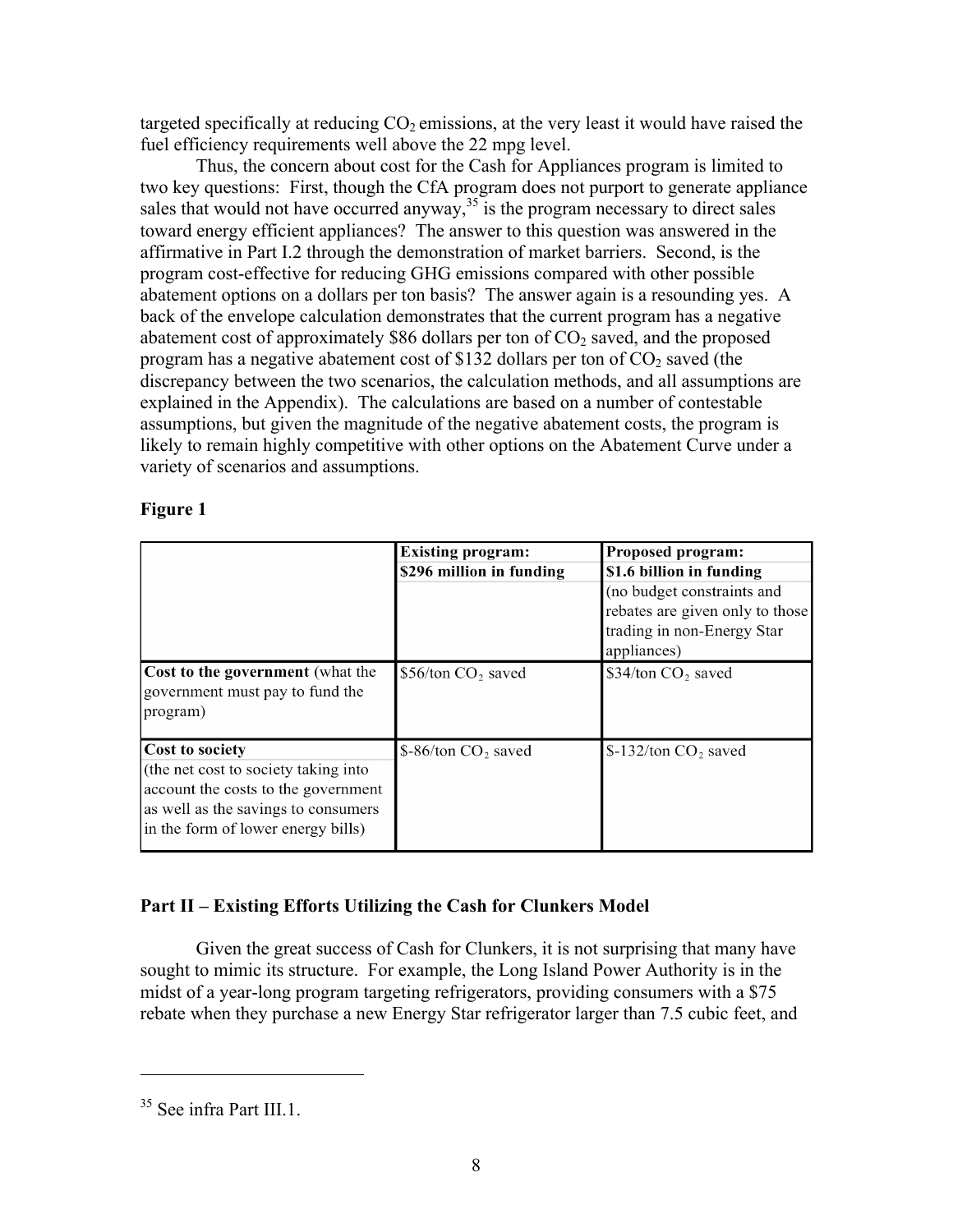targeted specifically at reducing $CO_2$ emissions, at the very least it would have raised the fuel efficiency requirements well above the 22 mpg level.

Thus, the concern about cost for the Cash for Appliances program is limited to two key questions: First, though the CfA program does not purport to generate appliance sales that would not have occurred anyway,[35] is the program necessary to direct sales toward energy efficient appliances? The answer to this question was answered in the affirmative in Part I.2 through the demonstration of market barriers. Second, is the program cost-effective for reducing GHG emissions compared with other possible abatement options on a dollars per ton basis? The answer again is a resounding yes. A back of the envelope calculation demonstrates that the current program has a negative abatement cost of approximately \$86 dollars per ton of $CO_2$ saved, and the proposed program has a negative abatement cost of \$132 dollars per ton of $CO_2$ saved (the discrepancy between the two scenarios, the calculation methods, and all assumptions are explained in the Appendix). The calculations are based on a number of contestable assumptions, but given the magnitude of the negative abatement costs, the program is likely to remain highly competitive with other options on the Abatement Curve under a variety of scenarios and assumptions.

**Figure 1**

| | **Existing program:** **$296 million in funding** | **Proposed program:** **$1.6 billion in funding** (no budget constraints and rebates are given only to those trading in non-Energy Star appliances) |
|---|---|---|
| **Cost to the government** (what the government must pay to fund the program) | $56/ton $CO_2$ saved | $34/ton $CO_2$ saved |
| **Cost to society** (the net cost to society taking into account the costs to the government as well as the savings to consumers in the form of lower energy bills) | $-86/ton $CO_2$ saved | $-132/ton $CO_2$ saved |

## Part II – Existing Efforts Utilizing the Cash for Clunkers Model

Given the great success of Cash for Clunkers, it is not surprising that many have sought to mimic its structure. For example, the Long Island Power Authority is in the midst of a year-long program targeting refrigerators, providing consumers with a \$75 rebate when they purchase a new Energy Star refrigerator larger than 7.5 cubic feet, and

[35] See infra Part III.1.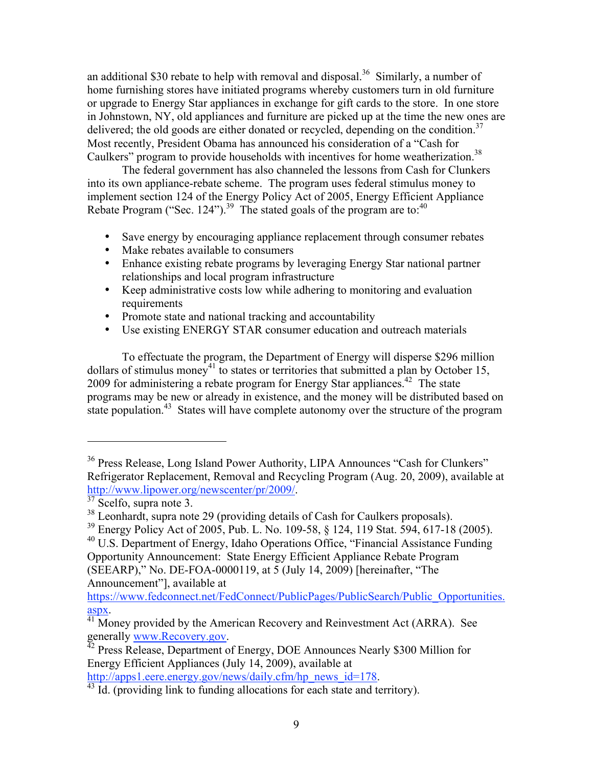an additional $30 rebate to help with removal and disposal.[36] Similarly, a number of home furnishing stores have initiated programs whereby customers turn in old furniture or upgrade to Energy Star appliances in exchange for gift cards to the store. In one store in Johnstown, NY, old appliances and furniture are picked up at the time the new ones are delivered; the old goods are either donated or recycled, depending on the condition.[37] Most recently, President Obama has announced his consideration of a "Cash for Caulkers" program to provide households with incentives for home weatherization.[38]

The federal government has also channeled the lessons from Cash for Clunkers into its own appliance-rebate scheme. The program uses federal stimulus money to implement section 124 of the Energy Policy Act of 2005, Energy Efficient Appliance Rebate Program ("Sec. 124").[39] The stated goals of the program are to:[40]

- Save energy by encouraging appliance replacement through consumer rebates
- Make rebates available to consumers
- Enhance existing rebate programs by leveraging Energy Star national partner relationships and local program infrastructure
- Keep administrative costs low while adhering to monitoring and evaluation requirements
- Promote state and national tracking and accountability
- Use existing ENERGY STAR consumer education and outreach materials

To effectuate the program, the Department of Energy will disperse $296 million dollars of stimulus money[41] to states or territories that submitted a plan by October 15, 2009 for administering a rebate program for Energy Star appliances.[42] The state programs may be new or already in existence, and the money will be distributed based on state population.[43] States will have complete autonomy over the structure of the program

---

[36] Press Release, Long Island Power Authority, LIPA Announces "Cash for Clunkers" Refrigerator Replacement, Removal and Recycling Program (Aug. 20, 2009), available at http://www.lipower.org/newscenter/pr/2009/.

[37] Scelfo, supra note 3.

[38] Leonhardt, supra note 29 (providing details of Cash for Caulkers proposals).

[39] Energy Policy Act of 2005, Pub. L. No. 109-58, § 124, 119 Stat. 594, 617-18 (2005).

[40] U.S. Department of Energy, Idaho Operations Office, "Financial Assistance Funding Opportunity Announcement: State Energy Efficient Appliance Rebate Program (SEEARP)," No. DE-FOA-0000119, at 5 (July 14, 2009) [hereinafter, "The Announcement"], available at https://www.fedconnect.net/FedConnect/PublicPages/PublicSearch/Public_Opportunities.aspx.

[41] Money provided by the American Recovery and Reinvestment Act (ARRA). See generally www.Recovery.gov.

[42] Press Release, Department of Energy, DOE Announces Nearly $300 Million for Energy Efficient Appliances (July 14, 2009), available at http://apps1.eere.energy.gov/news/daily.cfm/hp_news_id=178.

[43] Id. (providing link to funding allocations for each state and territory).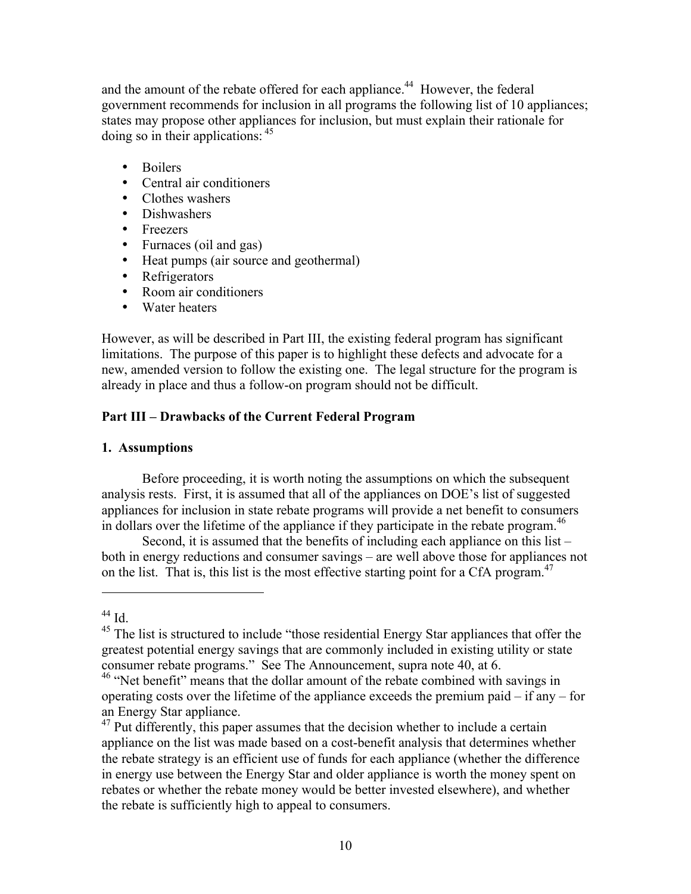and the amount of the rebate offered for each appliance.[44] However, the federal government recommends for inclusion in all programs the following list of 10 appliances; states may propose other appliances for inclusion, but must explain their rationale for doing so in their applications: [45]

- Boilers
- Central air conditioners
- Clothes washers
- Dishwashers
- Freezers
- Furnaces (oil and gas)
- Heat pumps (air source and geothermal)
- Refrigerators
- Room air conditioners
- Water heaters

However, as will be described in Part III, the existing federal program has significant limitations. The purpose of this paper is to highlight these defects and advocate for a new, amended version to follow the existing one. The legal structure for the program is already in place and thus a follow-on program should not be difficult.

## Part III – Drawbacks of the Current Federal Program

### 1. Assumptions

Before proceeding, it is worth noting the assumptions on which the subsequent analysis rests. First, it is assumed that all of the appliances on DOE's list of suggested appliances for inclusion in state rebate programs will provide a net benefit to consumers in dollars over the lifetime of the appliance if they participate in the rebate program.[46]

Second, it is assumed that the benefits of including each appliance on this list – both in energy reductions and consumer savings – are well above those for appliances not on the list. That is, this list is the most effective starting point for a CfA program.[47]

---

[44] Id.

[45] The list is structured to include "those residential Energy Star appliances that offer the greatest potential energy savings that are commonly included in existing utility or state consumer rebate programs." See The Announcement, supra note 40, at 6.

[46] "Net benefit" means that the dollar amount of the rebate combined with savings in operating costs over the lifetime of the appliance exceeds the premium paid – if any – for an Energy Star appliance.

[47] Put differently, this paper assumes that the decision whether to include a certain appliance on the list was made based on a cost-benefit analysis that determines whether the rebate strategy is an efficient use of funds for each appliance (whether the difference in energy use between the Energy Star and older appliance is worth the money spent on rebates or whether the rebate money would be better invested elsewhere), and whether the rebate is sufficiently high to appeal to consumers.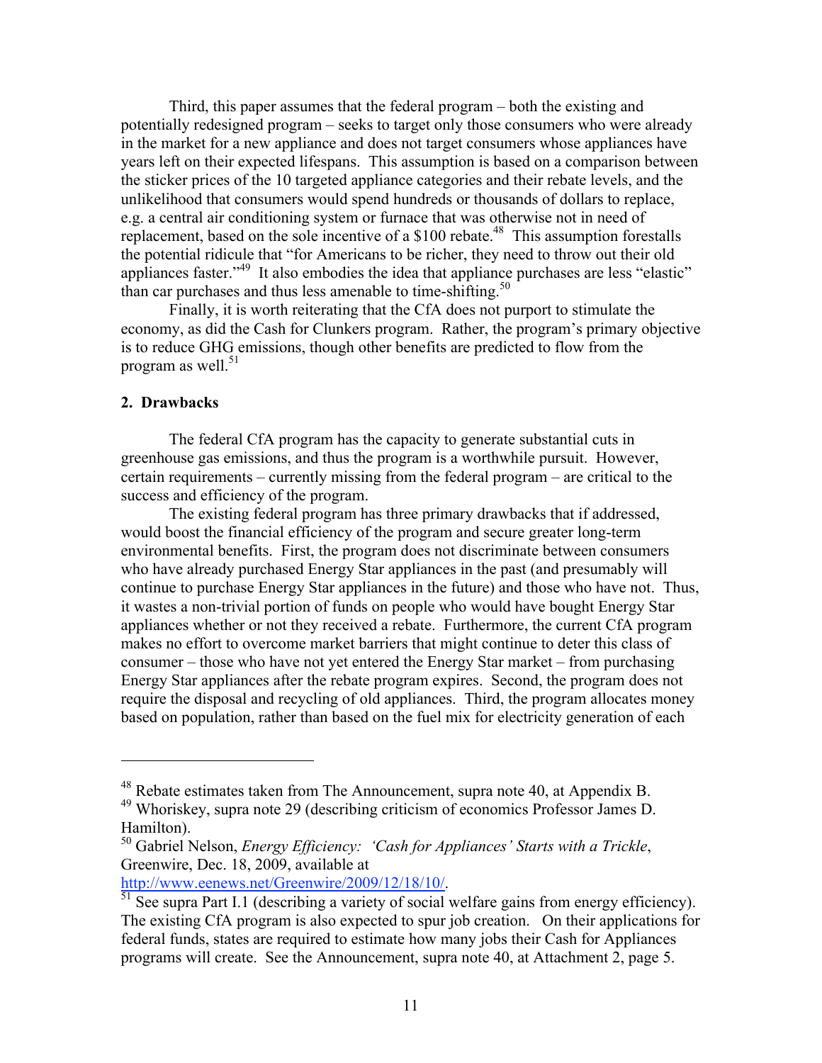Third, this paper assumes that the federal program – both the existing and potentially redesigned program – seeks to target only those consumers who were already in the market for a new appliance and does not target consumers whose appliances have years left on their expected lifespans. This assumption is based on a comparison between the sticker prices of the 10 targeted appliance categories and their rebate levels, and the unlikelihood that consumers would spend hundreds or thousands of dollars to replace, e.g. a central air conditioning system or furnace that was otherwise not in need of replacement, based on the sole incentive of a $100 rebate.[48] This assumption forestalls the potential ridicule that "for Americans to be richer, they need to throw out their old appliances faster."[49] It also embodies the idea that appliance purchases are less "elastic" than car purchases and thus less amenable to time-shifting.[50]

Finally, it is worth reiterating that the CfA does not purport to stimulate the economy, as did the Cash for Clunkers program. Rather, the program's primary objective is to reduce GHG emissions, though other benefits are predicted to flow from the program as well.[51]

### 2. Drawbacks

The federal CfA program has the capacity to generate substantial cuts in greenhouse gas emissions, and thus the program is a worthwhile pursuit. However, certain requirements – currently missing from the federal program – are critical to the success and efficiency of the program.

The existing federal program has three primary drawbacks that if addressed, would boost the financial efficiency of the program and secure greater long-term environmental benefits. First, the program does not discriminate between consumers who have already purchased Energy Star appliances in the past (and presumably will continue to purchase Energy Star appliances in the future) and those who have not. Thus, it wastes a non-trivial portion of funds on people who would have bought Energy Star appliances whether or not they received a rebate. Furthermore, the current CfA program makes no effort to overcome market barriers that might continue to deter this class of consumer – those who have not yet entered the Energy Star market – from purchasing Energy Star appliances after the rebate program expires. Second, the program does not require the disposal and recycling of old appliances. Third, the program allocates money based on population, rather than based on the fuel mix for electricity generation of each

---

[48] Rebate estimates taken from The Announcement, supra note 40, at Appendix B.

[49] Whoriskey, supra note 29 (describing criticism of economics Professor James D. Hamilton).

[50] Gabriel Nelson, *Energy Efficiency: 'Cash for Appliances' Starts with a Trickle*, Greenwire, Dec. 18, 2009, available at http://www.eenews.net/Greenwire/2009/12/18/10/.

[51] See supra Part I.1 (describing a variety of social welfare gains from energy efficiency). The existing CfA program is also expected to spur job creation. On their applications for federal funds, states are required to estimate how many jobs their Cash for Appliances programs will create. See the Announcement, supra note 40, at Attachment 2, page 5.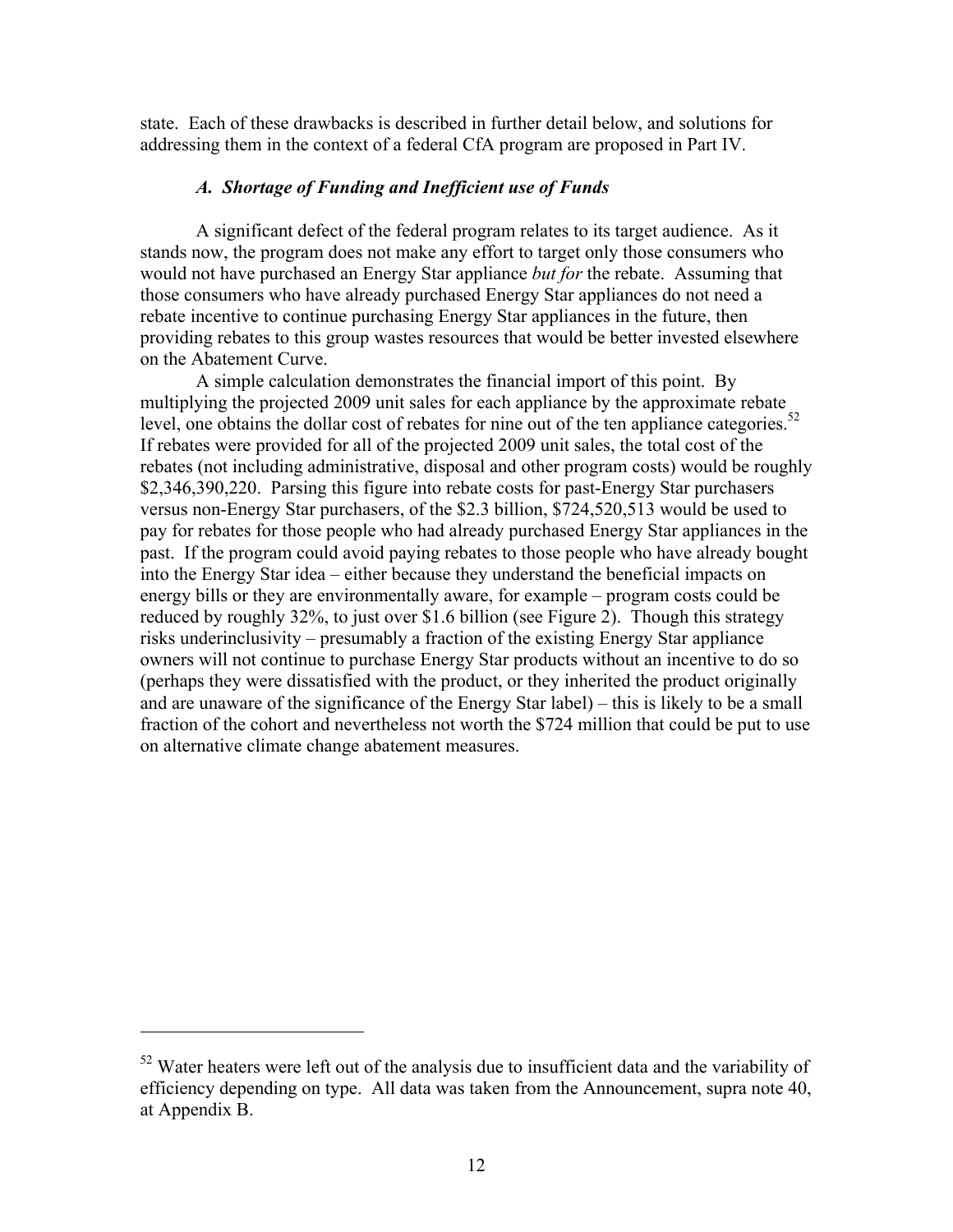state. Each of these drawbacks is described in further detail below, and solutions for addressing them in the context of a federal CfA program are proposed in Part IV.

### *A. Shortage of Funding and Inefficient use of Funds*

A significant defect of the federal program relates to its target audience. As it stands now, the program does not make any effort to target only those consumers who would not have purchased an Energy Star appliance *but for* the rebate. Assuming that those consumers who have already purchased Energy Star appliances do not need a rebate incentive to continue purchasing Energy Star appliances in the future, then providing rebates to this group wastes resources that would be better invested elsewhere on the Abatement Curve.

A simple calculation demonstrates the financial import of this point. By multiplying the projected 2009 unit sales for each appliance by the approximate rebate level, one obtains the dollar cost of rebates for nine out of the ten appliance categories.[52] If rebates were provided for all of the projected 2009 unit sales, the total cost of the rebates (not including administrative, disposal and other program costs) would be roughly $2,346,390,220. Parsing this figure into rebate costs for past-Energy Star purchasers versus non-Energy Star purchasers, of the $2.3 billion, $724,520,513 would be used to pay for rebates for those people who had already purchased Energy Star appliances in the past. If the program could avoid paying rebates to those people who have already bought into the Energy Star idea – either because they understand the beneficial impacts on energy bills or they are environmentally aware, for example – program costs could be reduced by roughly 32%, to just over $1.6 billion (see Figure 2). Though this strategy risks underinclusivity – presumably a fraction of the existing Energy Star appliance owners will not continue to purchase Energy Star products without an incentive to do so (perhaps they were dissatisfied with the product, or they inherited the product originally and are unaware of the significance of the Energy Star label) – this is likely to be a small fraction of the cohort and nevertheless not worth the $724 million that could be put to use on alternative climate change abatement measures.

---

[52] Water heaters were left out of the analysis due to insufficient data and the variability of efficiency depending on type. All data was taken from the Announcement, supra note 40, at Appendix B.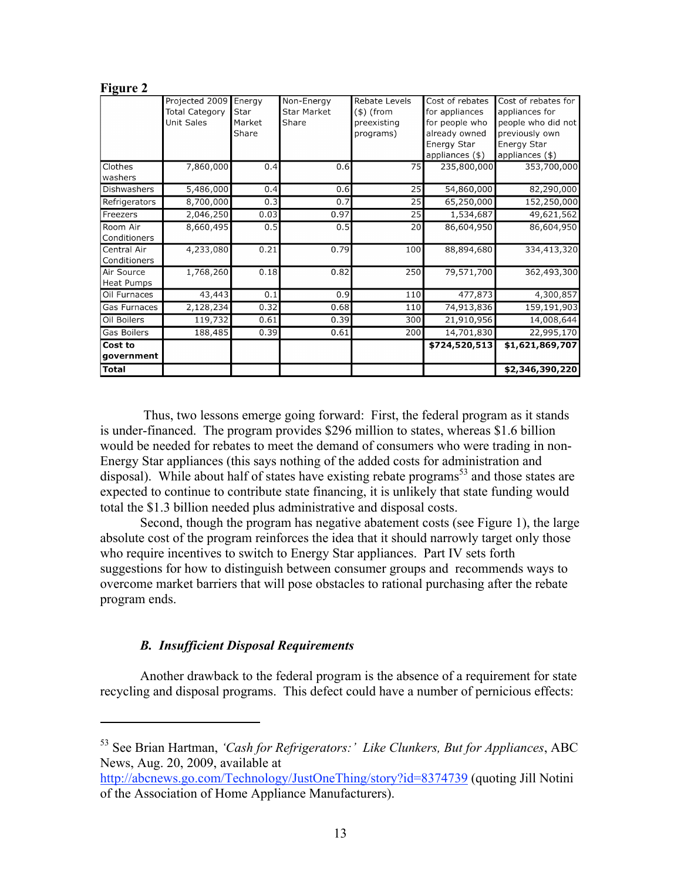**Figure 2**

| | Projected 2009 Total Category Unit Sales | Energy Star Market Share | Non-Energy Star Market Share | Rebate Levels ($) (from preexisting programs) | Cost of rebates for appliances for people who already owned Energy Star appliances ($) | Cost of rebates for appliances for people who did not previously own Energy Star appliances ($) |
|---|---|---|---|---|---|---|
| Clothes washers | 7,860,000 | 0.4 | 0.6 | 75 | 235,800,000 | 353,700,000 |
| Dishwashers | 5,486,000 | 0.4 | 0.6 | 25 | 54,860,000 | 82,290,000 |
| Refrigerators | 8,700,000 | 0.3 | 0.7 | 25 | 65,250,000 | 152,250,000 |
| Freezers | 2,046,250 | 0.03 | 0.97 | 25 | 1,534,687 | 49,621,562 |
| Room Air Conditioners | 8,660,495 | 0.5 | 0.5 | 20 | 86,604,950 | 86,604,950 |
| Central Air Conditioners | 4,233,080 | 0.21 | 0.79 | 100 | 88,894,680 | 334,413,320 |
| Air Source Heat Pumps | 1,768,260 | 0.18 | 0.82 | 250 | 79,571,700 | 362,493,300 |
| Oil Furnaces | 43,443 | 0.1 | 0.9 | 110 | 477,873 | 4,300,857 |
| Gas Furnaces | 2,128,234 | 0.32 | 0.68 | 110 | 74,913,836 | 159,191,903 |
| Oil Boilers | 119,732 | 0.61 | 0.39 | 300 | 21,910,956 | 14,008,644 |
| Gas Boilers | 188,485 | 0.39 | 0.61 | 200 | 14,701,830 | 22,995,170 |
| **Cost to government** | | | | | **$724,520,513** | **$1,621,869,707** |
| **Total** | | | | | | **$2,346,390,220** |

Thus, two lessons emerge going forward: First, the federal program as it stands is under-financed. The program provides $296 million to states, whereas $1.6 billion would be needed for rebates to meet the demand of consumers who were trading in non-Energy Star appliances (this says nothing of the added costs for administration and disposal). While about half of states have existing rebate programs[53] and those states are expected to continue to contribute state financing, it is unlikely that state funding would total the $1.3 billion needed plus administrative and disposal costs.

Second, though the program has negative abatement costs (see Figure 1), the large absolute cost of the program reinforces the idea that it should narrowly target only those who require incentives to switch to Energy Star appliances. Part IV sets forth suggestions for how to distinguish between consumer groups and recommends ways to overcome market barriers that will pose obstacles to rational purchasing after the rebate program ends.

### *B. Insufficient Disposal Requirements*

Another drawback to the federal program is the absence of a requirement for state recycling and disposal programs. This defect could have a number of pernicious effects:

---

[53] See Brian Hartman, *'Cash for Refrigerators:' Like Clunkers, But for Appliances*, ABC News, Aug. 20, 2009, available at http://abcnews.go.com/Technology/JustOneThing/story?id=8374739 (quoting Jill Notini of the Association of Home Appliance Manufacturers).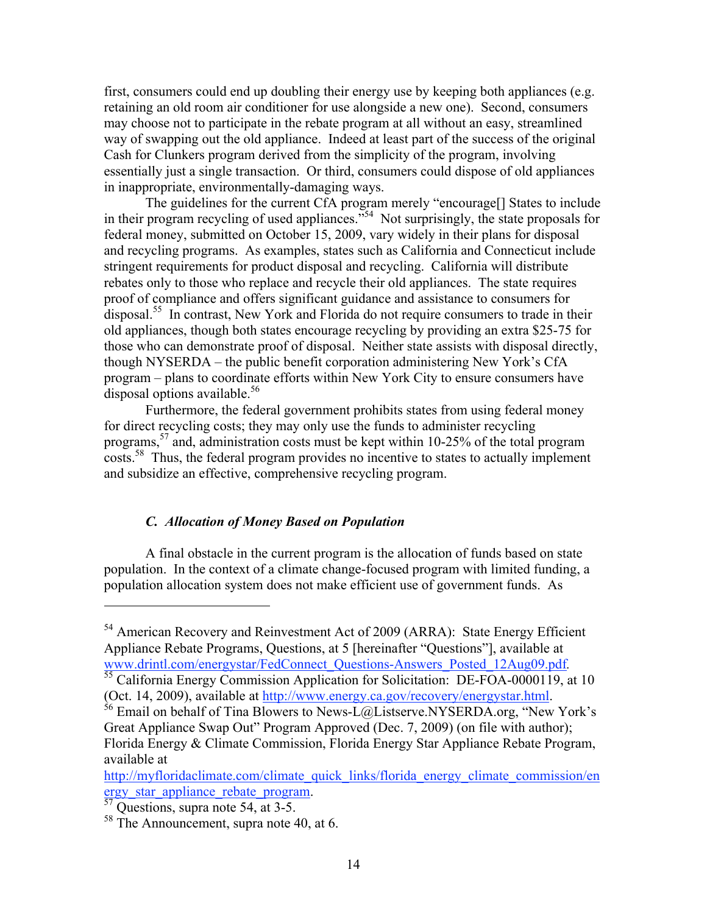first, consumers could end up doubling their energy use by keeping both appliances (e.g. retaining an old room air conditioner for use alongside a new one). Second, consumers may choose not to participate in the rebate program at all without an easy, streamlined way of swapping out the old appliance. Indeed at least part of the success of the original Cash for Clunkers program derived from the simplicity of the program, involving essentially just a single transaction. Or third, consumers could dispose of old appliances in inappropriate, environmentally-damaging ways.

The guidelines for the current CfA program merely "encourage[] States to include in their program recycling of used appliances."[54] Not surprisingly, the state proposals for federal money, submitted on October 15, 2009, vary widely in their plans for disposal and recycling programs. As examples, states such as California and Connecticut include stringent requirements for product disposal and recycling. California will distribute rebates only to those who replace and recycle their old appliances. The state requires proof of compliance and offers significant guidance and assistance to consumers for disposal.[55] In contrast, New York and Florida do not require consumers to trade in their old appliances, though both states encourage recycling by providing an extra $25-75 for those who can demonstrate proof of disposal. Neither state assists with disposal directly, though NYSERDA – the public benefit corporation administering New York's CfA program – plans to coordinate efforts within New York City to ensure consumers have disposal options available.[56]

Furthermore, the federal government prohibits states from using federal money for direct recycling costs; they may only use the funds to administer recycling programs,[57] and, administration costs must be kept within 10-25% of the total program costs.[58] Thus, the federal program provides no incentive to states to actually implement and subsidize an effective, comprehensive recycling program.

### *C. Allocation of Money Based on Population*

A final obstacle in the current program is the allocation of funds based on state population. In the context of a climate change-focused program with limited funding, a population allocation system does not make efficient use of government funds. As

---

[54] American Recovery and Reinvestment Act of 2009 (ARRA): State Energy Efficient Appliance Rebate Programs, Questions, at 5 [hereinafter "Questions"], available at www.drintl.com/energystar/FedConnect_Questions-Answers_Posted_12Aug09.pdf.

[55] California Energy Commission Application for Solicitation: DE-FOA-0000119, at 10 (Oct. 14, 2009), available at http://www.energy.ca.gov/recovery/energystar.html.

[56] Email on behalf of Tina Blowers to News-L@Listserve.NYSERDA.org, "New York's Great Appliance Swap Out" Program Approved (Dec. 7, 2009) (on file with author); Florida Energy & Climate Commission, Florida Energy Star Appliance Rebate Program, available at http://myfloridaclimate.com/climate_quick_links/florida_energy_climate_commission/energy_star_appliance_rebate_program.

[57] Questions, supra note 54, at 3-5.

[58] The Announcement, supra note 40, at 6.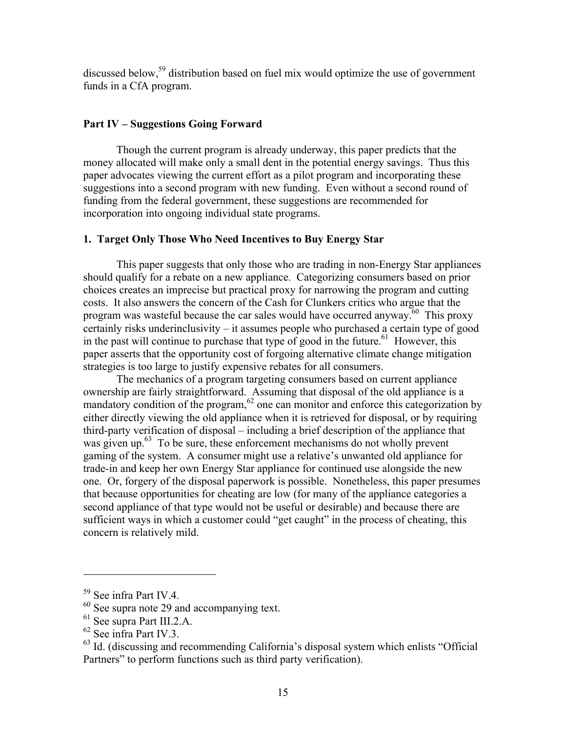discussed below,[59] distribution based on fuel mix would optimize the use of government funds in a CfA program.

## Part IV – Suggestions Going Forward

Though the current program is already underway, this paper predicts that the money allocated will make only a small dent in the potential energy savings. Thus this paper advocates viewing the current effort as a pilot program and incorporating these suggestions into a second program with new funding. Even without a second round of funding from the federal government, these suggestions are recommended for incorporation into ongoing individual state programs.

### 1. Target Only Those Who Need Incentives to Buy Energy Star

This paper suggests that only those who are trading in non-Energy Star appliances should qualify for a rebate on a new appliance. Categorizing consumers based on prior choices creates an imprecise but practical proxy for narrowing the program and cutting costs. It also answers the concern of the Cash for Clunkers critics who argue that the program was wasteful because the car sales would have occurred anyway.[60] This proxy certainly risks underinclusivity – it assumes people who purchased a certain type of good in the past will continue to purchase that type of good in the future.[61] However, this paper asserts that the opportunity cost of forgoing alternative climate change mitigation strategies is too large to justify expensive rebates for all consumers.

The mechanics of a program targeting consumers based on current appliance ownership are fairly straightforward. Assuming that disposal of the old appliance is a mandatory condition of the program,[62] one can monitor and enforce this categorization by either directly viewing the old appliance when it is retrieved for disposal, or by requiring third-party verification of disposal – including a brief description of the appliance that was given up.[63] To be sure, these enforcement mechanisms do not wholly prevent gaming of the system. A consumer might use a relative's unwanted old appliance for trade-in and keep her own Energy Star appliance for continued use alongside the new one. Or, forgery of the disposal paperwork is possible. Nonetheless, this paper presumes that because opportunities for cheating are low (for many of the appliance categories a second appliance of that type would not be useful or desirable) and because there are sufficient ways in which a customer could "get caught" in the process of cheating, this concern is relatively mild.

---

[59] See infra Part IV.4.

[60] See supra note 29 and accompanying text.

[61] See supra Part III.2.A.

[62] See infra Part IV.3.

[63] Id. (discussing and recommending California's disposal system which enlists "Official Partners" to perform functions such as third party verification).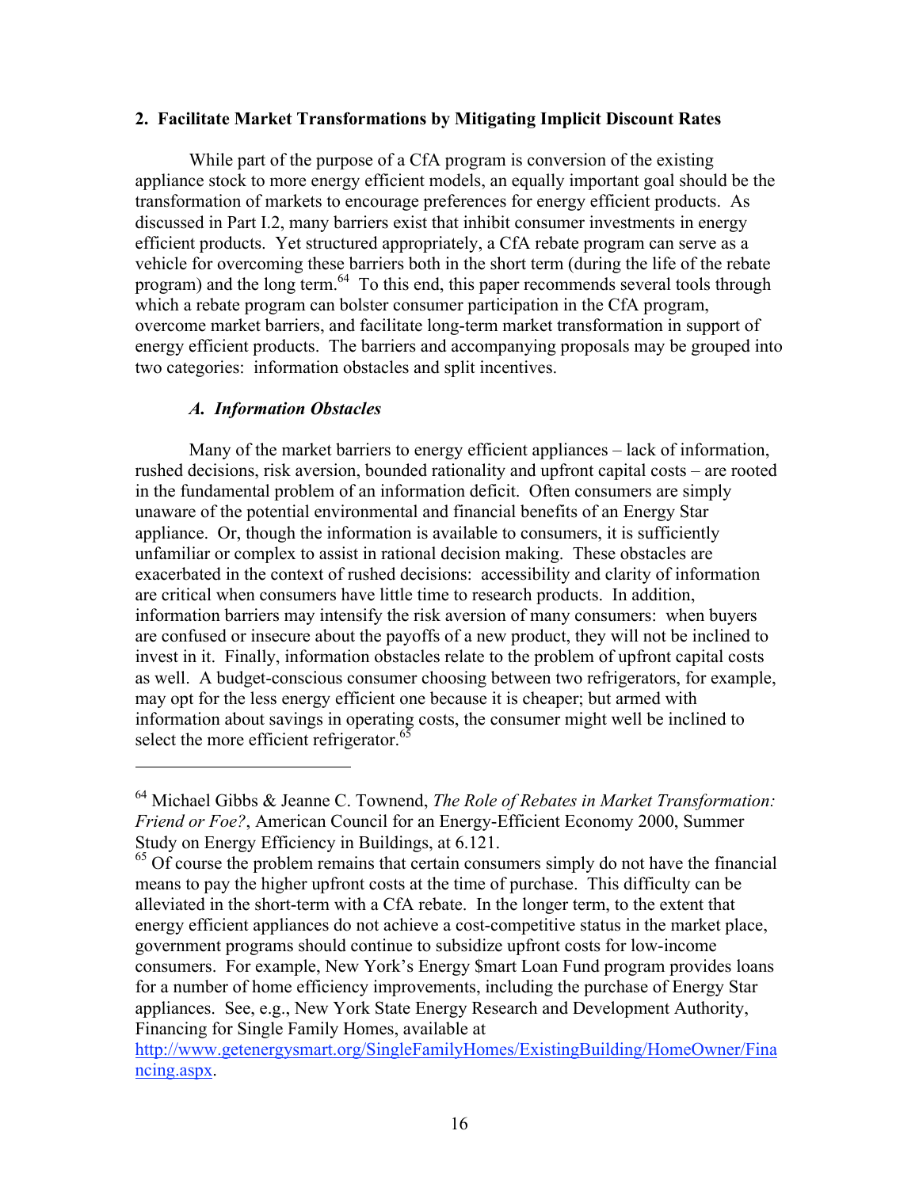**2. Facilitate Market Transformations by Mitigating Implicit Discount Rates**

While part of the purpose of a CfA program is conversion of the existing appliance stock to more energy efficient models, an equally important goal should be the transformation of markets to encourage preferences for energy efficient products. As discussed in Part I.2, many barriers exist that inhibit consumer investments in energy efficient products. Yet structured appropriately, a CfA rebate program can serve as a vehicle for overcoming these barriers both in the short term (during the life of the rebate program) and the long term.[64] To this end, this paper recommends several tools through which a rebate program can bolster consumer participation in the CfA program, overcome market barriers, and facilitate long-term market transformation in support of energy efficient products. The barriers and accompanying proposals may be grouped into two categories: information obstacles and split incentives.

***A. Information Obstacles***

Many of the market barriers to energy efficient appliances – lack of information, rushed decisions, risk aversion, bounded rationality and upfront capital costs – are rooted in the fundamental problem of an information deficit. Often consumers are simply unaware of the potential environmental and financial benefits of an Energy Star appliance. Or, though the information is available to consumers, it is sufficiently unfamiliar or complex to assist in rational decision making. These obstacles are exacerbated in the context of rushed decisions: accessibility and clarity of information are critical when consumers have little time to research products. In addition, information barriers may intensify the risk aversion of many consumers: when buyers are confused or insecure about the payoffs of a new product, they will not be inclined to invest in it. Finally, information obstacles relate to the problem of upfront capital costs as well. A budget-conscious consumer choosing between two refrigerators, for example, may opt for the less energy efficient one because it is cheaper; but armed with information about savings in operating costs, the consumer might well be inclined to select the more efficient refrigerator.[65]

---

[64] Michael Gibbs & Jeanne C. Townend, *The Role of Rebates in Market Transformation: Friend or Foe?*, American Council for an Energy-Efficient Economy 2000, Summer Study on Energy Efficiency in Buildings, at 6.121.

[65] Of course the problem remains that certain consumers simply do not have the financial means to pay the higher upfront costs at the time of purchase. This difficulty can be alleviated in the short-term with a CfA rebate. In the longer term, to the extent that energy efficient appliances do not achieve a cost-competitive status in the market place, government programs should continue to subsidize upfront costs for low-income consumers. For example, New York's Energy $mart Loan Fund program provides loans for a number of home efficiency improvements, including the purchase of Energy Star appliances. See, e.g., New York State Energy Research and Development Authority, Financing for Single Family Homes, available at http://www.getenergysmart.org/SingleFamilyHomes/ExistingBuilding/HomeOwner/Financing.aspx.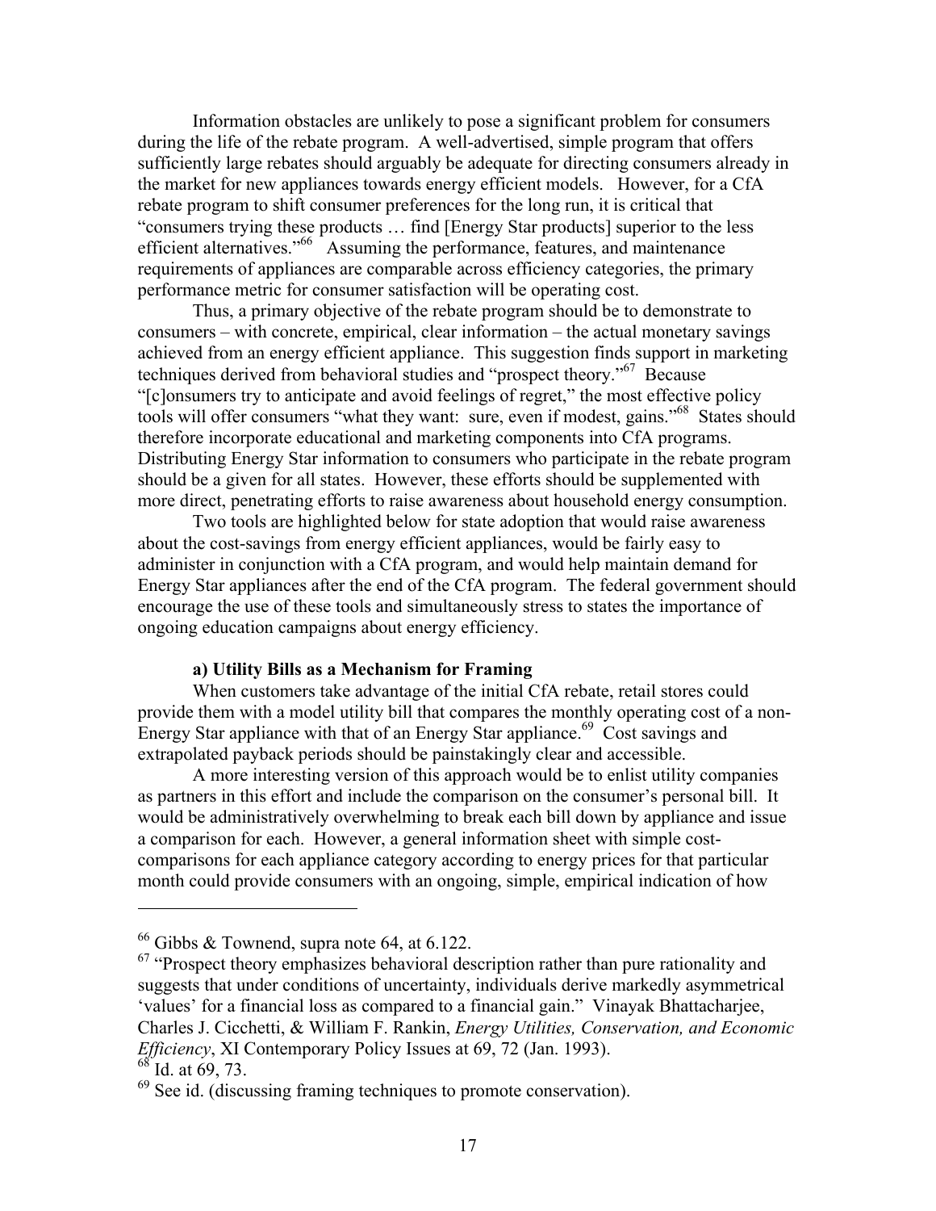Information obstacles are unlikely to pose a significant problem for consumers during the life of the rebate program. A well-advertised, simple program that offers sufficiently large rebates should arguably be adequate for directing consumers already in the market for new appliances towards energy efficient models. However, for a CfA rebate program to shift consumer preferences for the long run, it is critical that "consumers trying these products … find [Energy Star products] superior to the less efficient alternatives."[66] Assuming the performance, features, and maintenance requirements of appliances are comparable across efficiency categories, the primary performance metric for consumer satisfaction will be operating cost.

Thus, a primary objective of the rebate program should be to demonstrate to consumers – with concrete, empirical, clear information – the actual monetary savings achieved from an energy efficient appliance. This suggestion finds support in marketing techniques derived from behavioral studies and "prospect theory."[67] Because "[c]onsumers try to anticipate and avoid feelings of regret," the most effective policy tools will offer consumers "what they want: sure, even if modest, gains."[68] States should therefore incorporate educational and marketing components into CfA programs. Distributing Energy Star information to consumers who participate in the rebate program should be a given for all states. However, these efforts should be supplemented with more direct, penetrating efforts to raise awareness about household energy consumption.

Two tools are highlighted below for state adoption that would raise awareness about the cost-savings from energy efficient appliances, would be fairly easy to administer in conjunction with a CfA program, and would help maintain demand for Energy Star appliances after the end of the CfA program. The federal government should encourage the use of these tools and simultaneously stress to states the importance of ongoing education campaigns about energy efficiency.

#### a) Utility Bills as a Mechanism for Framing

When customers take advantage of the initial CfA rebate, retail stores could provide them with a model utility bill that compares the monthly operating cost of a non-Energy Star appliance with that of an Energy Star appliance.[69] Cost savings and extrapolated payback periods should be painstakingly clear and accessible.

A more interesting version of this approach would be to enlist utility companies as partners in this effort and include the comparison on the consumer's personal bill. It would be administratively overwhelming to break each bill down by appliance and issue a comparison for each. However, a general information sheet with simple cost-comparisons for each appliance category according to energy prices for that particular month could provide consumers with an ongoing, simple, empirical indication of how

---

[66] Gibbs & Townend, supra note 64, at 6.122.

[67] "Prospect theory emphasizes behavioral description rather than pure rationality and suggests that under conditions of uncertainty, individuals derive markedly asymmetrical 'values' for a financial loss as compared to a financial gain." Vinayak Bhattacharjee, Charles J. Cicchetti, & William F. Rankin, *Energy Utilities, Conservation, and Economic Efficiency*, XI Contemporary Policy Issues at 69, 72 (Jan. 1993).

[68] Id. at 69, 73.

[69] See id. (discussing framing techniques to promote conservation).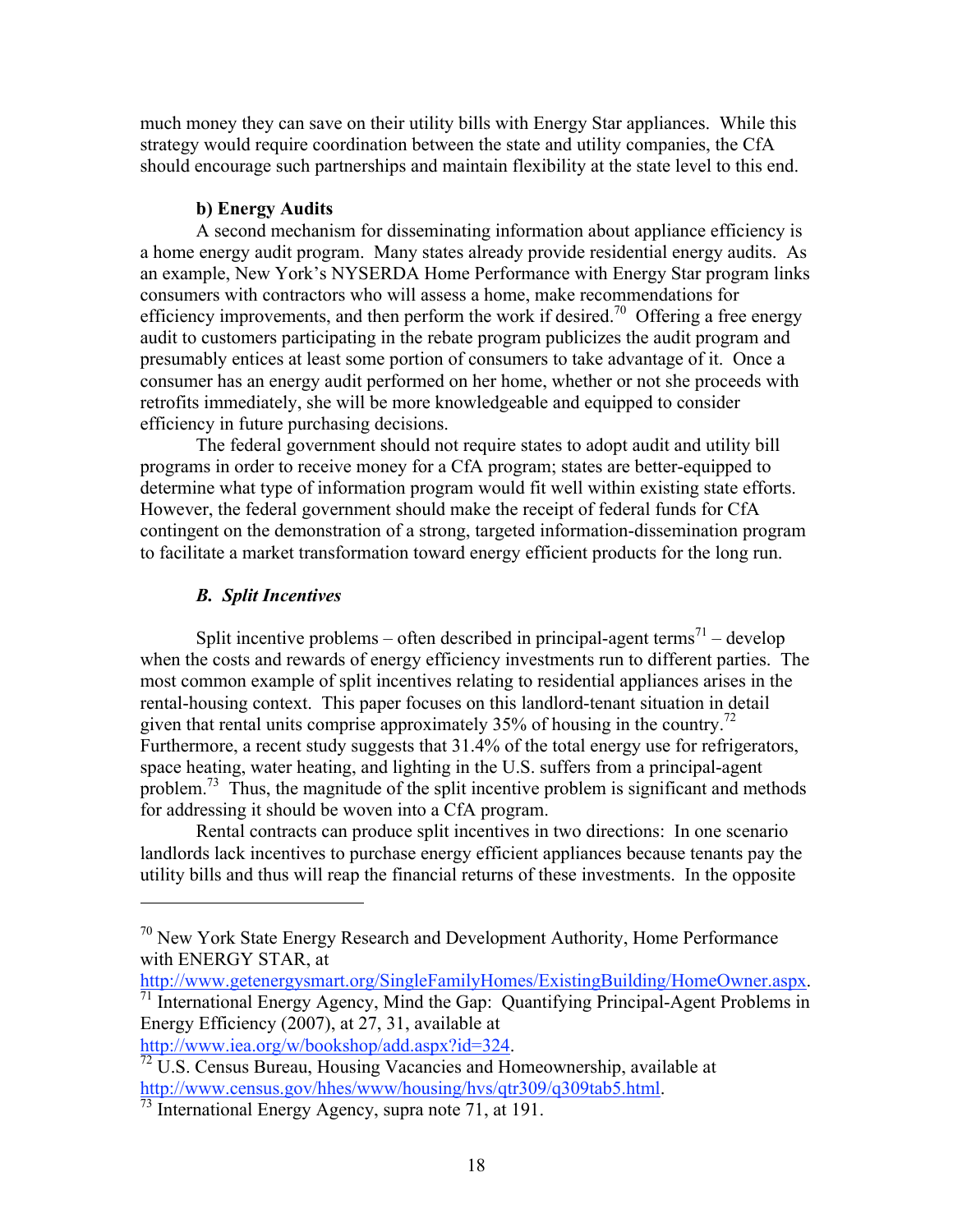much money they can save on their utility bills with Energy Star appliances. While this strategy would require coordination between the state and utility companies, the CfA should encourage such partnerships and maintain flexibility at the state level to this end.

#### b) Energy Audits

A second mechanism for disseminating information about appliance efficiency is a home energy audit program. Many states already provide residential energy audits. As an example, New York's NYSERDA Home Performance with Energy Star program links consumers with contractors who will assess a home, make recommendations for efficiency improvements, and then perform the work if desired.[70] Offering a free energy audit to customers participating in the rebate program publicizes the audit program and presumably entices at least some portion of consumers to take advantage of it. Once a consumer has an energy audit performed on her home, whether or not she proceeds with retrofits immediately, she will be more knowledgeable and equipped to consider efficiency in future purchasing decisions.

The federal government should not require states to adopt audit and utility bill programs in order to receive money for a CfA program; states are better-equipped to determine what type of information program would fit well within existing state efforts. However, the federal government should make the receipt of federal funds for CfA contingent on the demonstration of a strong, targeted information-dissemination program to facilitate a market transformation toward energy efficient products for the long run.

### *B. Split Incentives*

Split incentive problems – often described in principal-agent terms[71] – develop when the costs and rewards of energy efficiency investments run to different parties. The most common example of split incentives relating to residential appliances arises in the rental-housing context. This paper focuses on this landlord-tenant situation in detail given that rental units comprise approximately 35% of housing in the country.[72] Furthermore, a recent study suggests that 31.4% of the total energy use for refrigerators, space heating, water heating, and lighting in the U.S. suffers from a principal-agent problem.[73] Thus, the magnitude of the split incentive problem is significant and methods for addressing it should be woven into a CfA program.

Rental contracts can produce split incentives in two directions: In one scenario landlords lack incentives to purchase energy efficient appliances because tenants pay the utility bills and thus will reap the financial returns of these investments. In the opposite

---

[70] New York State Energy Research and Development Authority, Home Performance with ENERGY STAR, at http://www.getenergysmart.org/SingleFamilyHomes/ExistingBuilding/HomeOwner.aspx.

[71] International Energy Agency, Mind the Gap: Quantifying Principal-Agent Problems in Energy Efficiency (2007), at 27, 31, available at http://www.iea.org/w/bookshop/add.aspx?id=324.

[72] U.S. Census Bureau, Housing Vacancies and Homeownership, available at http://www.census.gov/hhes/www/housing/hvs/qtr309/q309tab5.html.

[73] International Energy Agency, supra note 71, at 191.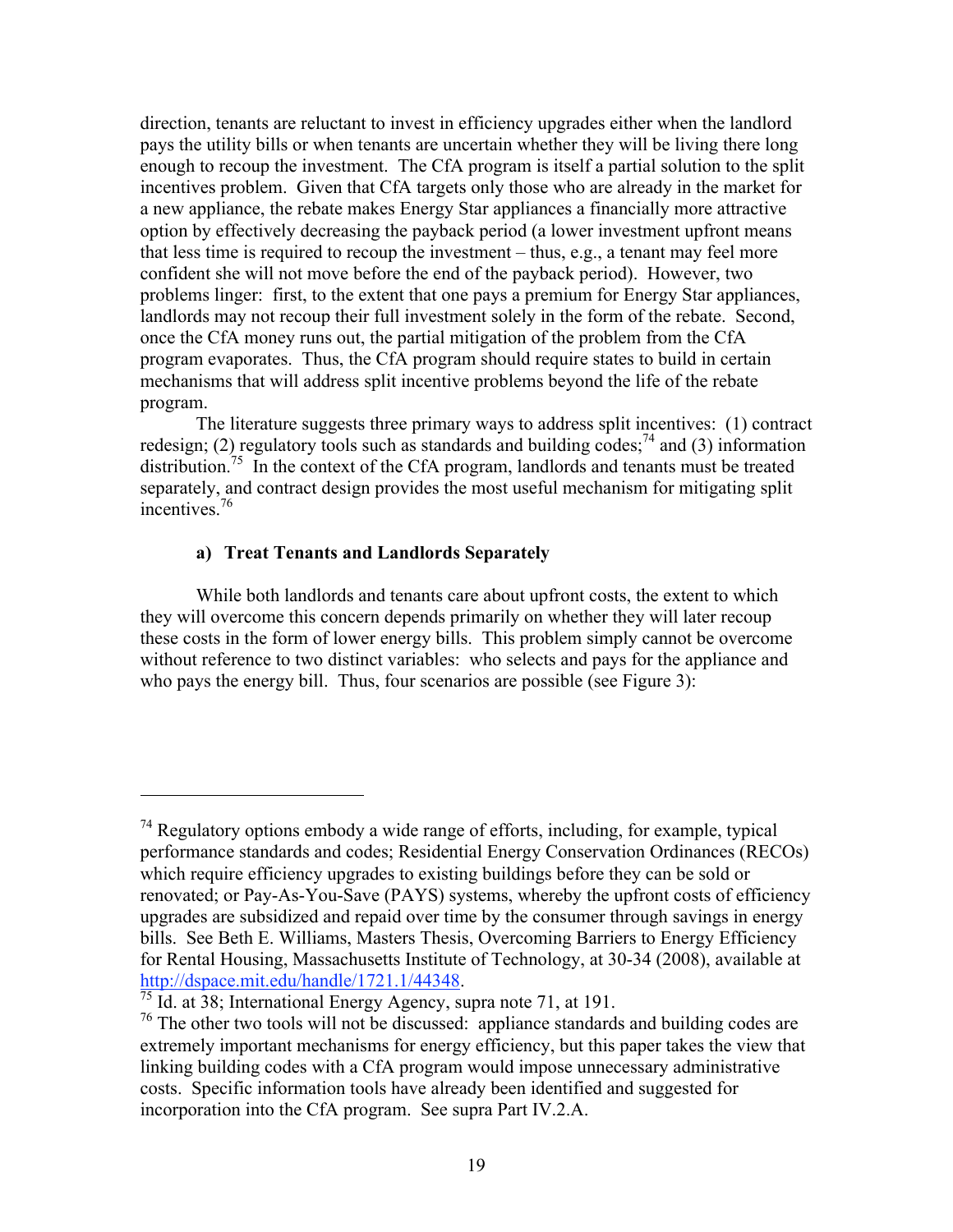direction, tenants are reluctant to invest in efficiency upgrades either when the landlord pays the utility bills or when tenants are uncertain whether they will be living there long enough to recoup the investment. The CfA program is itself a partial solution to the split incentives problem. Given that CfA targets only those who are already in the market for a new appliance, the rebate makes Energy Star appliances a financially more attractive option by effectively decreasing the payback period (a lower investment upfront means that less time is required to recoup the investment – thus, e.g., a tenant may feel more confident she will not move before the end of the payback period). However, two problems linger: first, to the extent that one pays a premium for Energy Star appliances, landlords may not recoup their full investment solely in the form of the rebate. Second, once the CfA money runs out, the partial mitigation of the problem from the CfA program evaporates. Thus, the CfA program should require states to build in certain mechanisms that will address split incentive problems beyond the life of the rebate program.

The literature suggests three primary ways to address split incentives: (1) contract redesign; (2) regulatory tools such as standards and building codes;[74] and (3) information distribution.[75] In the context of the CfA program, landlords and tenants must be treated separately, and contract design provides the most useful mechanism for mitigating split incentives.[76]

#### a) Treat Tenants and Landlords Separately

While both landlords and tenants care about upfront costs, the extent to which they will overcome this concern depends primarily on whether they will later recoup these costs in the form of lower energy bills. This problem simply cannot be overcome without reference to two distinct variables: who selects and pays for the appliance and who pays the energy bill. Thus, four scenarios are possible (see Figure 3):

---

[74] Regulatory options embody a wide range of efforts, including, for example, typical performance standards and codes; Residential Energy Conservation Ordinances (RECOs) which require efficiency upgrades to existing buildings before they can be sold or renovated; or Pay-As-You-Save (PAYS) systems, whereby the upfront costs of efficiency upgrades are subsidized and repaid over time by the consumer through savings in energy bills. See Beth E. Williams, Masters Thesis, Overcoming Barriers to Energy Efficiency for Rental Housing, Massachusetts Institute of Technology, at 30-34 (2008), available at http://dspace.mit.edu/handle/1721.1/44348.

[75] Id. at 38; International Energy Agency, supra note 71, at 191.

[76] The other two tools will not be discussed: appliance standards and building codes are extremely important mechanisms for energy efficiency, but this paper takes the view that linking building codes with a CfA program would impose unnecessary administrative costs. Specific information tools have already been identified and suggested for incorporation into the CfA program. See supra Part IV.2.A.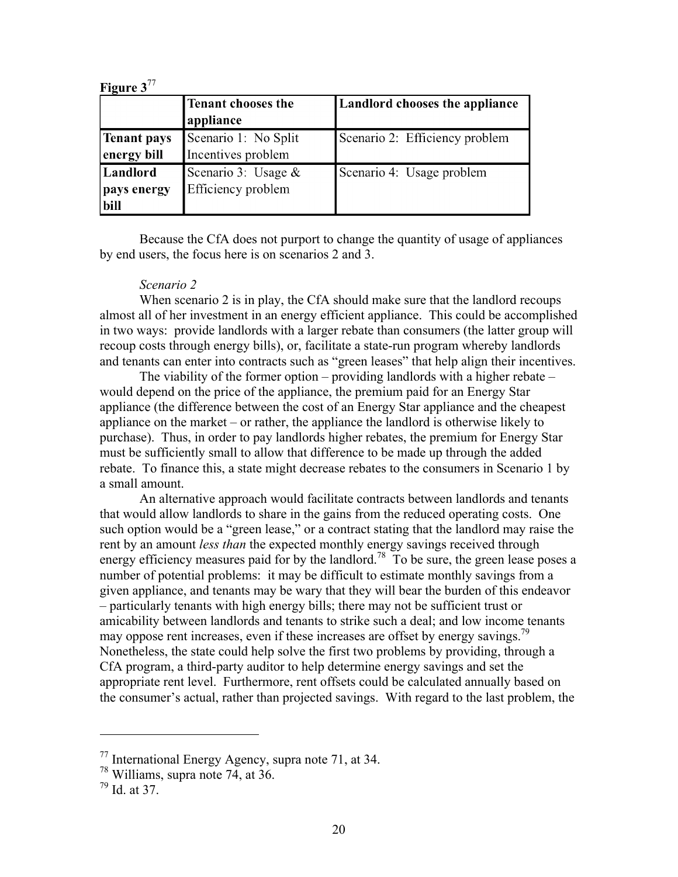**Figure 3**[77]

| | Tenant chooses the appliance | Landlord chooses the appliance |
|---|---|---|
| **Tenant pays energy bill** | Scenario 1: No Split Incentives problem | Scenario 2: Efficiency problem |
| **Landlord pays energy bill** | Scenario 3: Usage & Efficiency problem | Scenario 4: Usage problem |

Because the CfA does not purport to change the quantity of usage of appliances by end users, the focus here is on scenarios 2 and 3.

*Scenario 2*

When scenario 2 is in play, the CfA should make sure that the landlord recoups almost all of her investment in an energy efficient appliance. This could be accomplished in two ways: provide landlords with a larger rebate than consumers (the latter group will recoup costs through energy bills), or, facilitate a state-run program whereby landlords and tenants can enter into contracts such as "green leases" that help align their incentives.

The viability of the former option – providing landlords with a higher rebate – would depend on the price of the appliance, the premium paid for an Energy Star appliance (the difference between the cost of an Energy Star appliance and the cheapest appliance on the market – or rather, the appliance the landlord is otherwise likely to purchase). Thus, in order to pay landlords higher rebates, the premium for Energy Star must be sufficiently small to allow that difference to be made up through the added rebate. To finance this, a state might decrease rebates to the consumers in Scenario 1 by a small amount.

An alternative approach would facilitate contracts between landlords and tenants that would allow landlords to share in the gains from the reduced operating costs. One such option would be a "green lease," or a contract stating that the landlord may raise the rent by an amount *less than* the expected monthly energy savings received through energy efficiency measures paid for by the landlord.[78] To be sure, the green lease poses a number of potential problems: it may be difficult to estimate monthly savings from a given appliance, and tenants may be wary that they will bear the burden of this endeavor – particularly tenants with high energy bills; there may not be sufficient trust or amicability between landlords and tenants to strike such a deal; and low income tenants may oppose rent increases, even if these increases are offset by energy savings.[79] Nonetheless, the state could help solve the first two problems by providing, through a CfA program, a third-party auditor to help determine energy savings and set the appropriate rent level. Furthermore, rent offsets could be calculated annually based on the consumer's actual, rather than projected savings. With regard to the last problem, the

---

[77] International Energy Agency, supra note 71, at 34.

[78] Williams, supra note 74, at 36.

[79] Id. at 37.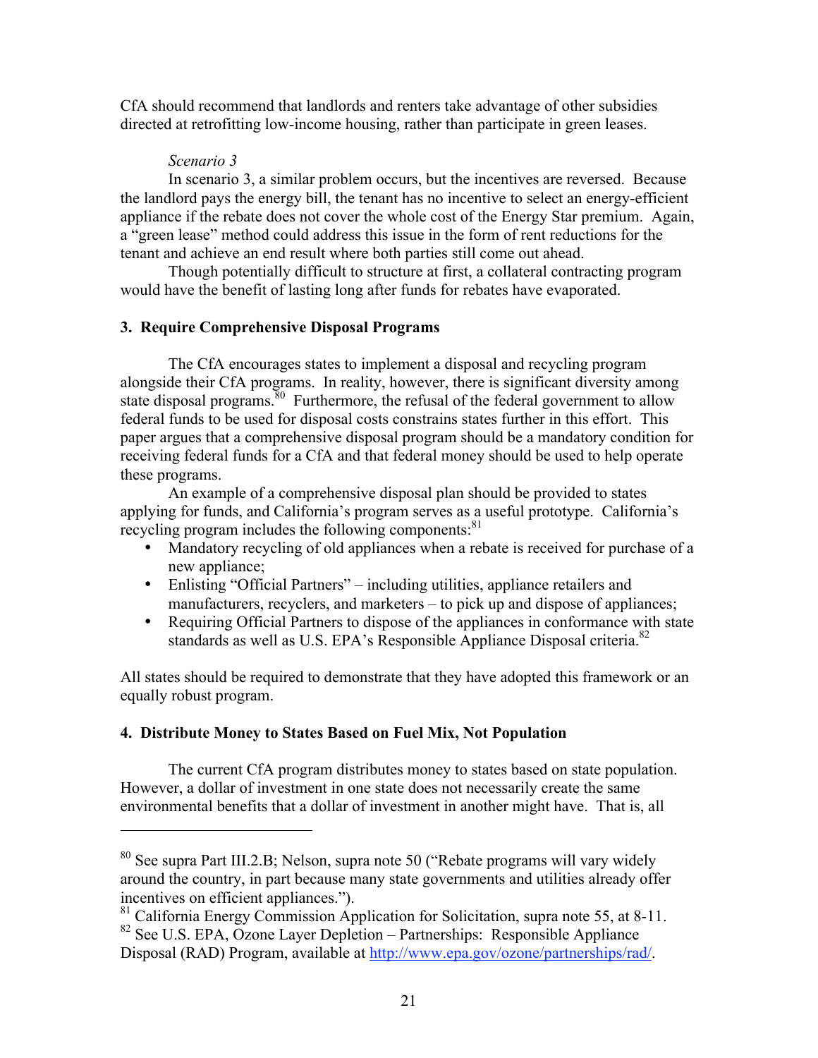CfA should recommend that landlords and renters take advantage of other subsidies directed at retrofitting low-income housing, rather than participate in green leases.

*Scenario 3*

In scenario 3, a similar problem occurs, but the incentives are reversed. Because the landlord pays the energy bill, the tenant has no incentive to select an energy-efficient appliance if the rebate does not cover the whole cost of the Energy Star premium. Again, a "green lease" method could address this issue in the form of rent reductions for the tenant and achieve an end result where both parties still come out ahead.

Though potentially difficult to structure at first, a collateral contracting program would have the benefit of lasting long after funds for rebates have evaporated.

### 3. Require Comprehensive Disposal Programs

The CfA encourages states to implement a disposal and recycling program alongside their CfA programs. In reality, however, there is significant diversity among state disposal programs.[80] Furthermore, the refusal of the federal government to allow federal funds to be used for disposal costs constrains states further in this effort. This paper argues that a comprehensive disposal program should be a mandatory condition for receiving federal funds for a CfA and that federal money should be used to help operate these programs.

An example of a comprehensive disposal plan should be provided to states applying for funds, and California's program serves as a useful prototype. California's recycling program includes the following components:[81]

- Mandatory recycling of old appliances when a rebate is received for purchase of a new appliance;
- Enlisting "Official Partners" – including utilities, appliance retailers and manufacturers, recyclers, and marketers – to pick up and dispose of appliances;
- Requiring Official Partners to dispose of the appliances in conformance with state standards as well as U.S. EPA's Responsible Appliance Disposal criteria.[82]

All states should be required to demonstrate that they have adopted this framework or an equally robust program.

### 4. Distribute Money to States Based on Fuel Mix, Not Population

The current CfA program distributes money to states based on state population. However, a dollar of investment in one state does not necessarily create the same environmental benefits that a dollar of investment in another might have. That is, all

---

[80] See supra Part III.2.B; Nelson, supra note 50 ("Rebate programs will vary widely around the country, in part because many state governments and utilities already offer incentives on efficient appliances.").

[81] California Energy Commission Application for Solicitation, supra note 55, at 8-11.

[82] See U.S. EPA, Ozone Layer Depletion – Partnerships: Responsible Appliance Disposal (RAD) Program, available at http://www.epa.gov/ozone/partnerships/rad/.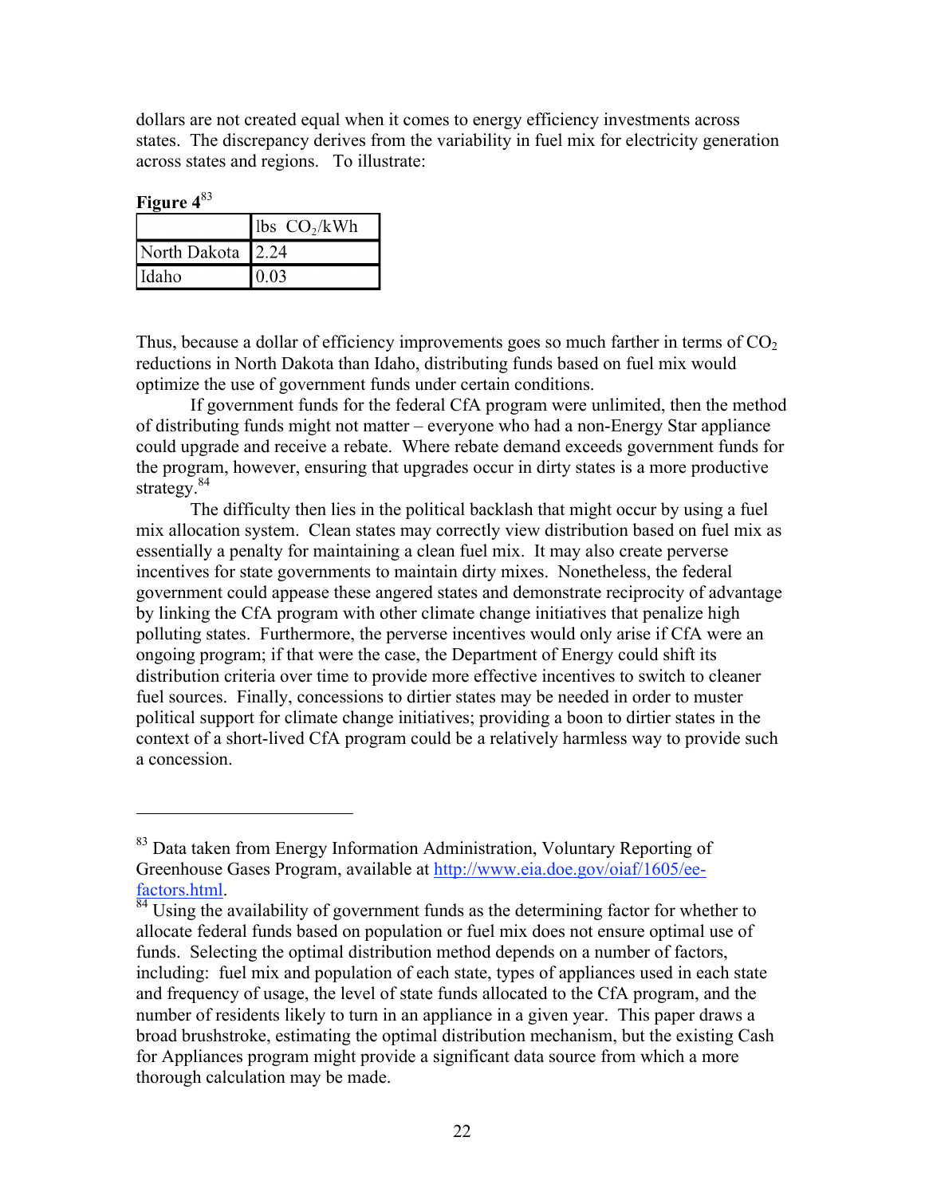dollars are not created equal when it comes to energy efficiency investments across states. The discrepancy derives from the variability in fuel mix for electricity generation across states and regions. To illustrate:

**Figure 4**[83]

| | lbs $CO_2$/kWh |
|---|---|
| North Dakota | 2.24 |
| Idaho | 0.03 |

Thus, because a dollar of efficiency improvements goes so much farther in terms of $CO_2$ reductions in North Dakota than Idaho, distributing funds based on fuel mix would optimize the use of government funds under certain conditions.

If government funds for the federal CfA program were unlimited, then the method of distributing funds might not matter – everyone who had a non-Energy Star appliance could upgrade and receive a rebate. Where rebate demand exceeds government funds for the program, however, ensuring that upgrades occur in dirty states is a more productive strategy.[84]

The difficulty then lies in the political backlash that might occur by using a fuel mix allocation system. Clean states may correctly view distribution based on fuel mix as essentially a penalty for maintaining a clean fuel mix. It may also create perverse incentives for state governments to maintain dirty mixes. Nonetheless, the federal government could appease these angered states and demonstrate reciprocity of advantage by linking the CfA program with other climate change initiatives that penalize high polluting states. Furthermore, the perverse incentives would only arise if CfA were an ongoing program; if that were the case, the Department of Energy could shift its distribution criteria over time to provide more effective incentives to switch to cleaner fuel sources. Finally, concessions to dirtier states may be needed in order to muster political support for climate change initiatives; providing a boon to dirtier states in the context of a short-lived CfA program could be a relatively harmless way to provide such a concession.

---

[83] Data taken from Energy Information Administration, Voluntary Reporting of Greenhouse Gases Program, available at http://www.eia.doe.gov/oiaf/1605/ee-factors.html.

[84] Using the availability of government funds as the determining factor for whether to allocate federal funds based on population or fuel mix does not ensure optimal use of funds. Selecting the optimal distribution method depends on a number of factors, including: fuel mix and population of each state, types of appliances used in each state and frequency of usage, the level of state funds allocated to the CfA program, and the number of residents likely to turn in an appliance in a given year. This paper draws a broad brushstroke, estimating the optimal distribution mechanism, but the existing Cash for Appliances program might provide a significant data source from which a more thorough calculation may be made.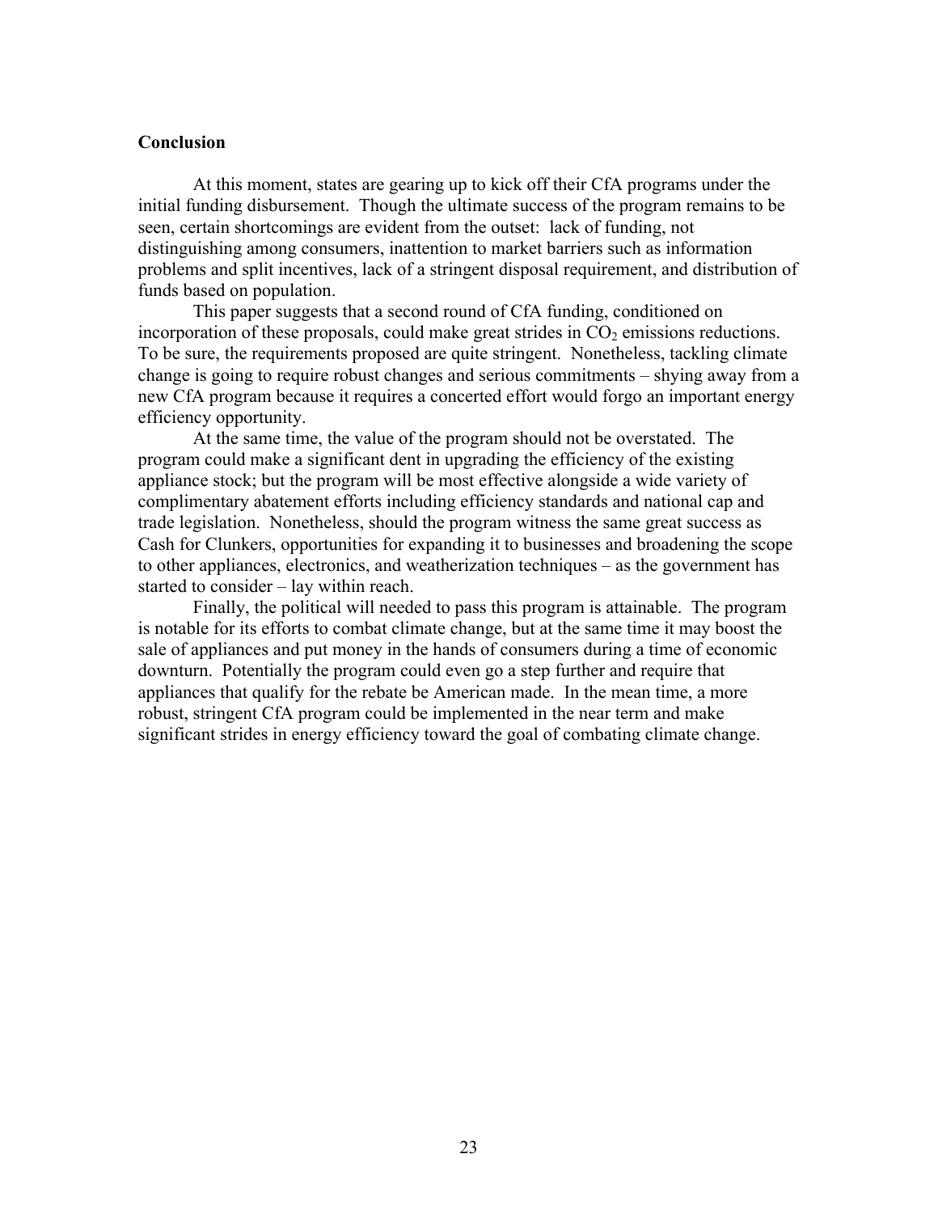**Conclusion**

At this moment, states are gearing up to kick off their CfA programs under the initial funding disbursement. Though the ultimate success of the program remains to be seen, certain shortcomings are evident from the outset: lack of funding, not distinguishing among consumers, inattention to market barriers such as information problems and split incentives, lack of a stringent disposal requirement, and distribution of funds based on population.

This paper suggests that a second round of CfA funding, conditioned on incorporation of these proposals, could make great strides in $CO_2$ emissions reductions. To be sure, the requirements proposed are quite stringent. Nonetheless, tackling climate change is going to require robust changes and serious commitments – shying away from a new CfA program because it requires a concerted effort would forgo an important energy efficiency opportunity.

At the same time, the value of the program should not be overstated. The program could make a significant dent in upgrading the efficiency of the existing appliance stock; but the program will be most effective alongside a wide variety of complimentary abatement efforts including efficiency standards and national cap and trade legislation. Nonetheless, should the program witness the same great success as Cash for Clunkers, opportunities for expanding it to businesses and broadening the scope to other appliances, electronics, and weatherization techniques – as the government has started to consider – lay within reach.

Finally, the political will needed to pass this program is attainable. The program is notable for its efforts to combat climate change, but at the same time it may boost the sale of appliances and put money in the hands of consumers during a time of economic downturn. Potentially the program could even go a step further and require that appliances that qualify for the rebate be American made. In the mean time, a more robust, stringent CfA program could be implemented in the near term and make significant strides in energy efficiency toward the goal of combating climate change.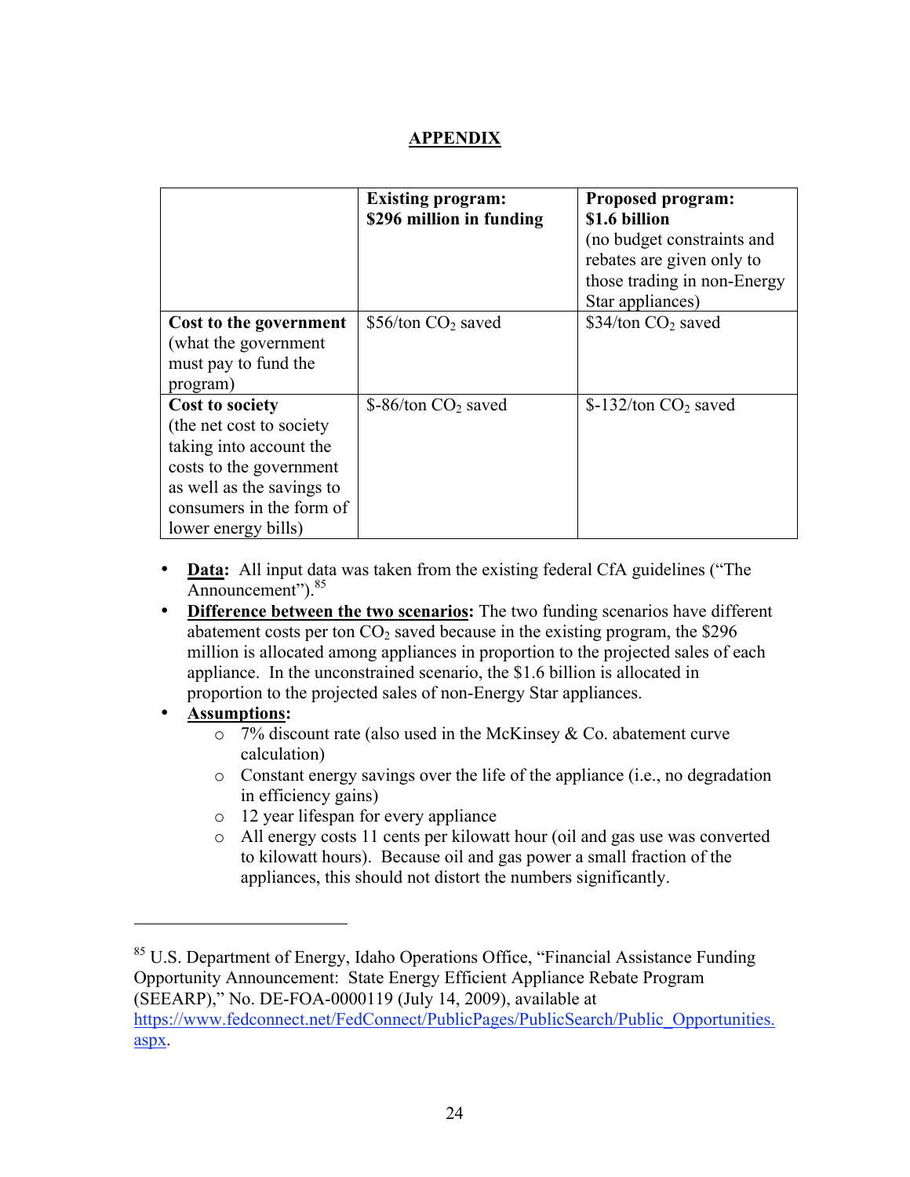# APPENDIX

| | **Existing program: $296 million in funding** | **Proposed program: $1.6 billion** (no budget constraints and rebates are given only to those trading in non-Energy Star appliances) |
|---|---|---|
| **Cost to the government** (what the government must pay to fund the program) | $56/ton $CO_2$ saved | $34/ton $CO_2$ saved |
| **Cost to society** (the net cost to society taking into account the costs to the government as well as the savings to consumers in the form of lower energy bills) | $-86/ton $CO_2$ saved | $-132/ton $CO_2$ saved |

- **Data:** All input data was taken from the existing federal CfA guidelines ("The Announcement").[85]
- **Difference between the two scenarios:** The two funding scenarios have different abatement costs per ton $CO_2$ saved because in the existing program, the $296 million is allocated among appliances in proportion to the projected sales of each appliance. In the unconstrained scenario, the $1.6 billion is allocated in proportion to the projected sales of non-Energy Star appliances.
- **Assumptions:**
  - 7% discount rate (also used in the McKinsey & Co. abatement curve calculation)
  - Constant energy savings over the life of the appliance (i.e., no degradation in efficiency gains)
  - 12 year lifespan for every appliance
  - All energy costs 11 cents per kilowatt hour (oil and gas use was converted to kilowatt hours). Because oil and gas power a small fraction of the appliances, this should not distort the numbers significantly.

---

[85] U.S. Department of Energy, Idaho Operations Office, "Financial Assistance Funding Opportunity Announcement: State Energy Efficient Appliance Rebate Program (SEEARP)," No. DE-FOA-0000119 (July 14, 2009), available at https://www.fedconnect.net/FedConnect/PublicPages/PublicSearch/Public_Opportunities.aspx.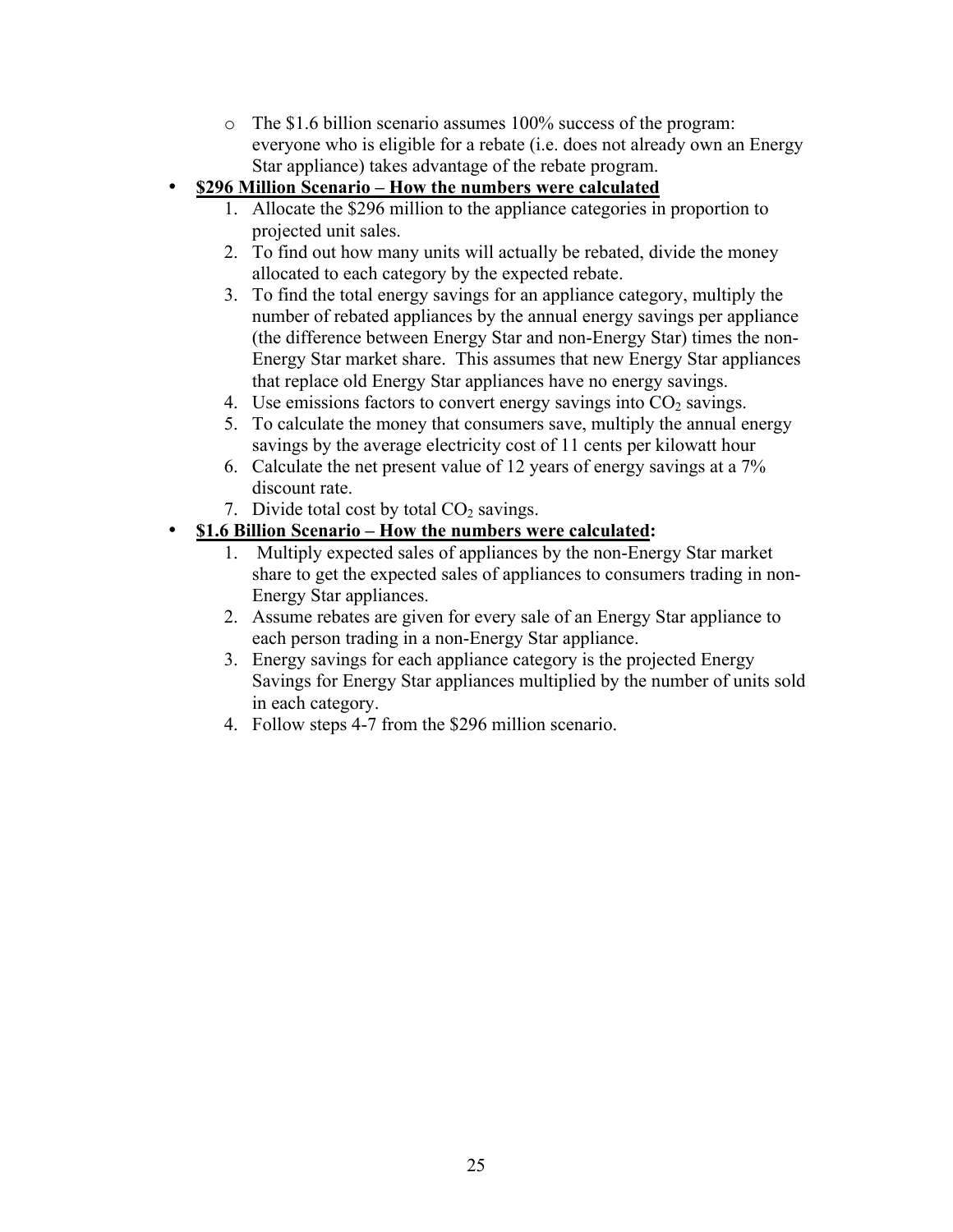- The \$1.6 billion scenario assumes 100% success of the program: everyone who is eligible for a rebate (i.e. does not already own an Energy Star appliance) takes advantage of the rebate program.

- **<u>$296 Million Scenario – How the numbers were calculated</u>**
  1. Allocate the \$296 million to the appliance categories in proportion to projected unit sales.
  2. To find out how many units will actually be rebated, divide the money allocated to each category by the expected rebate.
  3. To find the total energy savings for an appliance category, multiply the number of rebated appliances by the annual energy savings per appliance (the difference between Energy Star and non-Energy Star) times the non-Energy Star market share. This assumes that new Energy Star appliances that replace old Energy Star appliances have no energy savings.
  4. Use emissions factors to convert energy savings into $CO_2$ savings.
  5. To calculate the money that consumers save, multiply the annual energy savings by the average electricity cost of 11 cents per kilowatt hour
  6. Calculate the net present value of 12 years of energy savings at a 7% discount rate.
  7. Divide total cost by total $CO_2$ savings.

- **<u>$1.6 Billion Scenario – How the numbers were calculated</u>:**
  1. Multiply expected sales of appliances by the non-Energy Star market share to get the expected sales of appliances to consumers trading in non-Energy Star appliances.
  2. Assume rebates are given for every sale of an Energy Star appliance to each person trading in a non-Energy Star appliance.
  3. Energy savings for each appliance category is the projected Energy Savings for Energy Star appliances multiplied by the number of units sold in each category.
  4. Follow steps 4-7 from the \$296 million scenario.